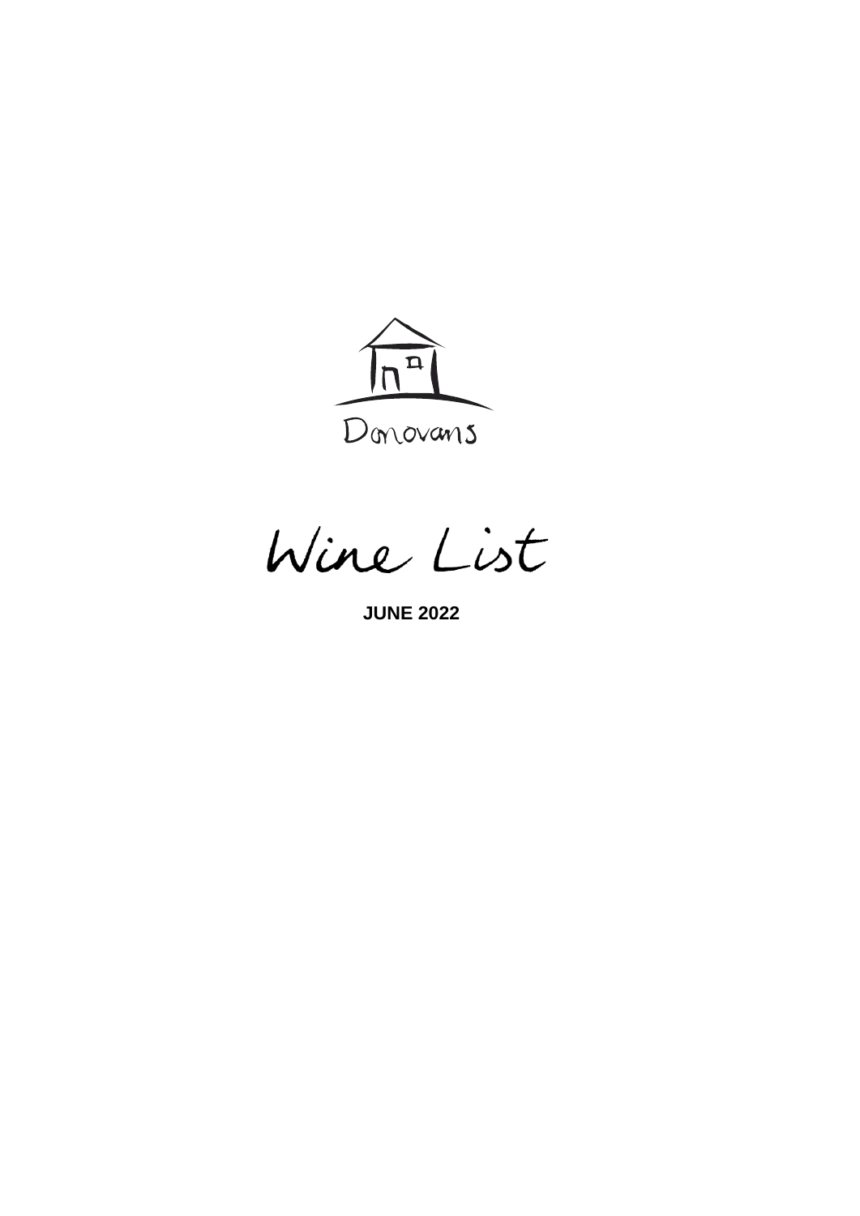Donovans

# Wine List

**JUNE 2022**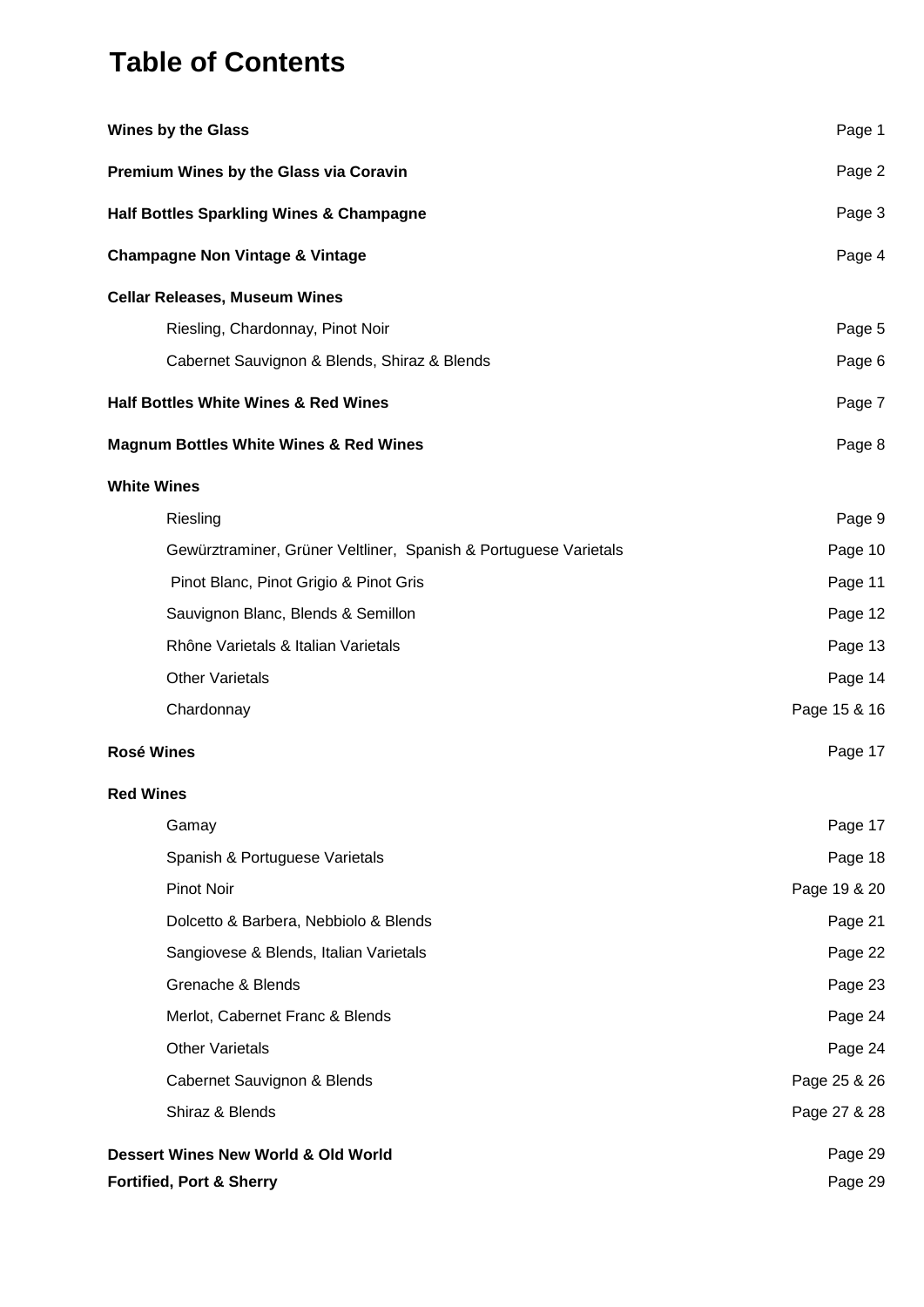# Table of Contents

| | |
|---|---|
| **Wines by the Glass** | Page 1 |
| **Premium Wines by the Glass via Coravin** | Page 2 |
| **Half Bottles Sparkling Wines & Champagne** | Page 3 |
| **Champagne Non Vintage & Vintage** | Page 4 |
| **Cellar Releases, Museum Wines** | |
| Riesling, Chardonnay, Pinot Noir | Page 5 |
| Cabernet Sauvignon & Blends, Shiraz & Blends | Page 6 |
| **Half Bottles White Wines & Red Wines** | Page 7 |
| **Magnum Bottles White Wines & Red Wines** | Page 8 |
| **White Wines** | |
| Riesling | Page 9 |
| Gewürztraminer, Grüner Veltliner, Spanish & Portuguese Varietals | Page 10 |
| Pinot Blanc, Pinot Grigio & Pinot Gris | Page 11 |
| Sauvignon Blanc, Blends & Semillon | Page 12 |
| Rhône Varietals & Italian Varietals | Page 13 |
| Other Varietals | Page 14 |
| Chardonnay | Page 15 & 16 |
| **Rosé Wines** | Page 17 |
| **Red Wines** | |
| Gamay | Page 17 |
| Spanish & Portuguese Varietals | Page 18 |
| Pinot Noir | Page 19 & 20 |
| Dolcetto & Barbera, Nebbiolo & Blends | Page 21 |
| Sangiovese & Blends, Italian Varietals | Page 22 |
| Grenache & Blends | Page 23 |
| Merlot, Cabernet Franc & Blends | Page 24 |
| Other Varietals | Page 24 |
| Cabernet Sauvignon & Blends | Page 25 & 26 |
| Shiraz & Blends | Page 27 & 28 |
| **Dessert Wines New World & Old World** | Page 29 |
| **Fortified, Port & Sherry** | Page 29 |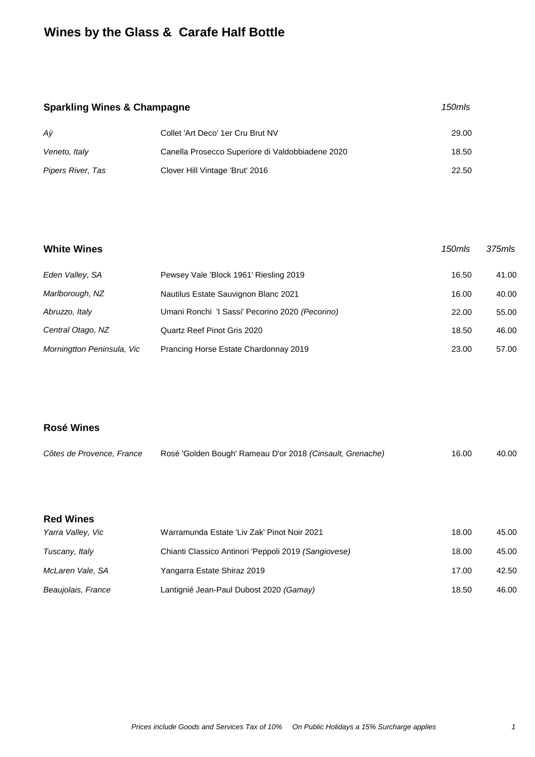# Wines by the Glass & Carafe Half Bottle

## Sparkling Wines & Champagne

| | | *150mls* |
|---|---|---|
| *Aÿ* | Collet 'Art Deco' 1er Cru Brut NV | 29.00 |
| *Veneto, Italy* | Canella Prosecco Superiore di Valdobbiadene 2020 | 18.50 |
| *Pipers River, Tas* | Clover Hill Vintage 'Brut' 2016 | 22.50 |

## White Wines

| | | *150mls* | *375mls* |
|---|---|---|---|
| *Eden Valley, SA* | Pewsey Vale 'Block 1961' Riesling 2019 | 16.50 | 41.00 |
| *Marlborough, NZ* | Nautilus Estate Sauvignon Blanc 2021 | 16.00 | 40.00 |
| *Abruzzo, Italy* | Umani Ronchi 'I Sassi' Pecorino 2020 *(Pecorino)* | 22.00 | 55.00 |
| *Central Otago, NZ* | Quartz Reef Pinot Gris 2020 | 18.50 | 46.00 |
| *Morningtton Peninsula, Vic* | Prancing Horse Estate Chardonnay 2019 | 23.00 | 57.00 |

## Rosé Wines

| | | | |
|---|---|---|---|
| *Côtes de Provence, France* | Rosé 'Golden Bough' Rameau D'or 2018 *(Cinsault, Grenache)* | 16.00 | 40.00 |

## Red Wines

| | | | |
|---|---|---|---|
| *Yarra Valley, Vic* | Warramunda Estate 'Liv Zak' Pinot Noir 2021 | 18.00 | 45.00 |
| *Tuscany, Italy* | Chianti Classico Antinori 'Peppoli 2019 *(Sangiovese)* | 18.00 | 45.00 |
| *McLaren Vale, SA* | Yangarra Estate Shiraz 2019 | 17.00 | 42.50 |
| *Beaujolais, France* | Lantignié Jean-Paul Dubost 2020 *(Gamay)* | 18.50 | 46.00 |

*Prices include Goods and Services Tax of 10%     On Public Holidays a 15% Surcharge applies*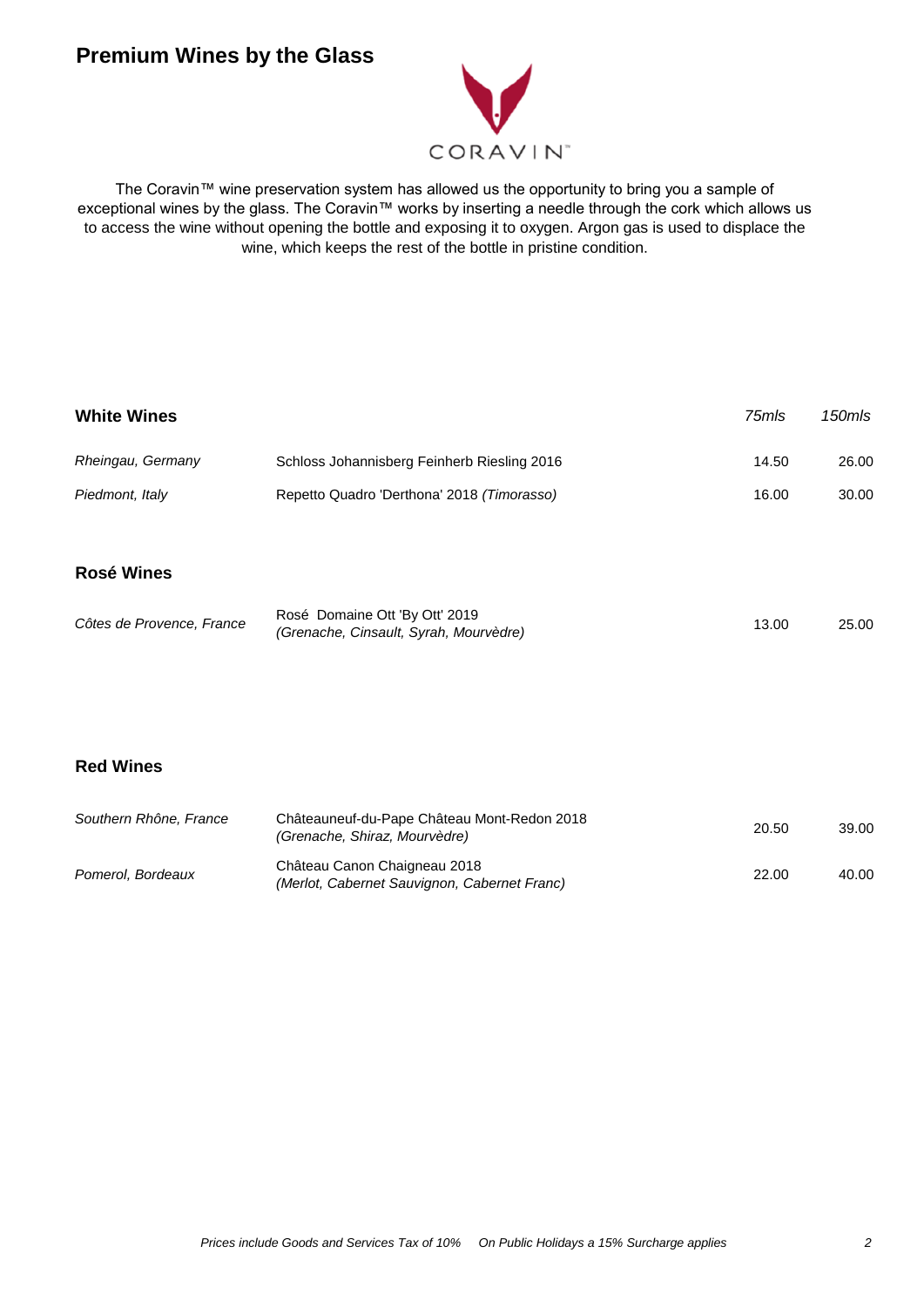# Premium Wines by the Glass

CORAVIN™

The Coravin™ wine preservation system has allowed us the opportunity to bring you a sample of exceptional wines by the glass. The Coravin™ works by inserting a needle through the cork which allows us to access the wine without opening the bottle and exposing it to oxygen. Argon gas is used to displace the wine, which keeps the rest of the bottle in pristine condition.

## White Wines

| | | *75mls* | *150mls* |
|---|---|---|---|
| *Rheingau, Germany* | Schloss Johannisberg Feinherb Riesling 2016 | 14.50 | 26.00 |
| *Piedmont, Italy* | Repetto Quadro 'Derthona' 2018 *(Timorasso)* | 16.00 | 30.00 |

## Rosé Wines

| | | | |
|---|---|---|---|
| *Côtes de Provence, France* | Rosé Domaine Ott 'By Ott' 2019 *(Grenache, Cinsault, Syrah, Mourvèdre)* | 13.00 | 25.00 |

## Red Wines

| | | | |
|---|---|---|---|
| *Southern Rhône, France* | Châteauneuf-du-Pape Château Mont-Redon 2018 *(Grenache, Shiraz, Mourvèdre)* | 20.50 | 39.00 |
| *Pomerol, Bordeaux* | Château Canon Chaigneau 2018 *(Merlot, Cabernet Sauvignon, Cabernet Franc)* | 22.00 | 40.00 |

*Prices include Goods and Services Tax of 10%     On Public Holidays a 15% Surcharge applies*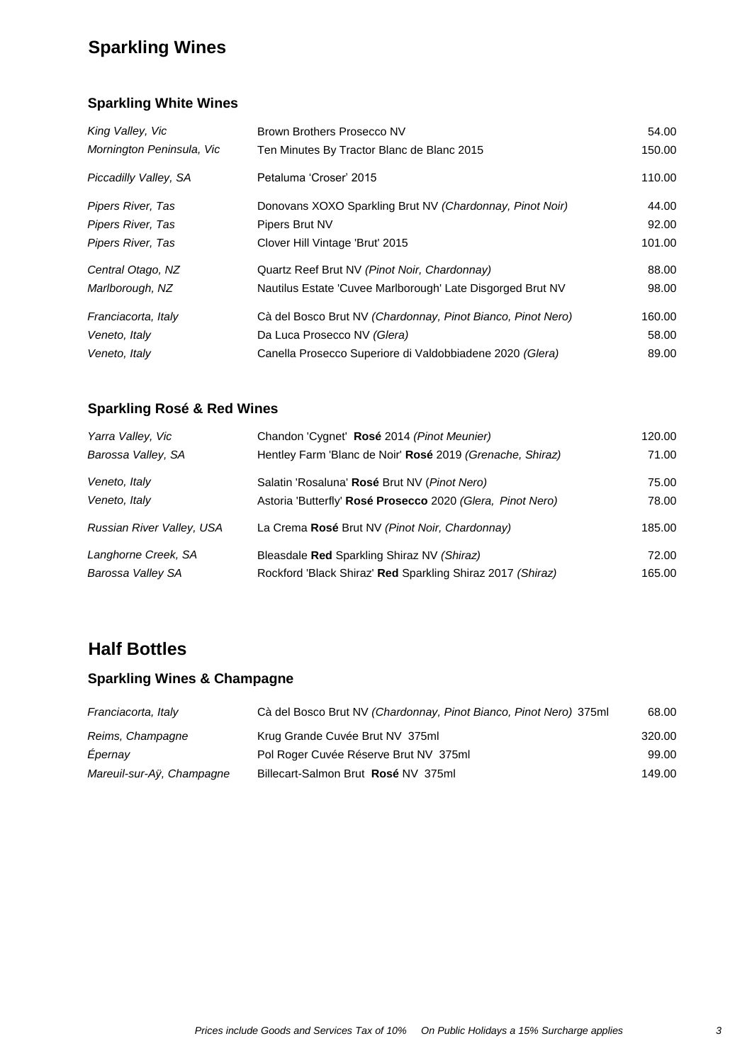# Sparkling Wines

## Sparkling White Wines

| Region | Wine | Price |
|---|---|---|
| *King Valley, Vic* | Brown Brothers Prosecco NV | 54.00 |
| *Mornington Peninsula, Vic* | Ten Minutes By Tractor Blanc de Blanc 2015 | 150.00 |
| *Piccadilly Valley, SA* | Petaluma 'Croser' 2015 | 110.00 |
| *Pipers River, Tas* | Donovans XOXO Sparkling Brut NV *(Chardonnay, Pinot Noir)* | 44.00 |
| *Pipers River, Tas* | Pipers Brut NV | 92.00 |
| *Pipers River, Tas* | Clover Hill Vintage 'Brut' 2015 | 101.00 |
| *Central Otago, NZ* | Quartz Reef Brut NV *(Pinot Noir, Chardonnay)* | 88.00 |
| *Marlborough, NZ* | Nautilus Estate 'Cuvee Marlborough' Late Disgorged Brut NV | 98.00 |
| *Franciacorta, Italy* | Cà del Bosco Brut NV *(Chardonnay, Pinot Bianco, Pinot Nero)* | 160.00 |
| *Veneto, Italy* | Da Luca Prosecco NV *(Glera)* | 58.00 |
| *Veneto, Italy* | Canella Prosecco Superiore di Valdobbiadene 2020 *(Glera)* | 89.00 |

## Sparkling Rosé & Red Wines

| Region | Wine | Price |
|---|---|---|
| *Yarra Valley, Vic* | Chandon 'Cygnet' **Rosé** 2014 *(Pinot Meunier)* | 120.00 |
| *Barossa Valley, SA* | Hentley Farm 'Blanc de Noir' **Rosé** 2019 *(Grenache, Shiraz)* | 71.00 |
| *Veneto, Italy* | Salatin 'Rosaluna' **Rosé** Brut NV (*Pinot Nero)* | 75.00 |
| *Veneto, Italy* | Astoria 'Butterfly' **Rosé Prosecco** 2020 *(Glera, Pinot Nero)* | 78.00 |
| *Russian River Valley, USA* | La Crema **Rosé** Brut NV *(Pinot Noir, Chardonnay)* | 185.00 |
| *Langhorne Creek, SA* | Bleasdale **Red** Sparkling Shiraz NV *(Shiraz)* | 72.00 |
| *Barossa Valley SA* | Rockford 'Black Shiraz' **Red** Sparkling Shiraz 2017 *(Shiraz)* | 165.00 |

# Half Bottles

## Sparkling Wines & Champagne

| Region | Wine | Price |
|---|---|---|
| *Franciacorta, Italy* | Cà del Bosco Brut NV *(Chardonnay, Pinot Bianco, Pinot Nero)* 375ml | 68.00 |
| *Reims, Champagne* | Krug Grande Cuvée Brut NV 375ml | 320.00 |
| *Épernay* | Pol Roger Cuvée Réserve Brut NV 375ml | 99.00 |
| *Mareuil-sur-Aÿ, Champagne* | Billecart-Salmon Brut **Rosé** NV 375ml | 149.00 |

*Prices include Goods and Services Tax of 10%   On Public Holidays a 15% Surcharge applies*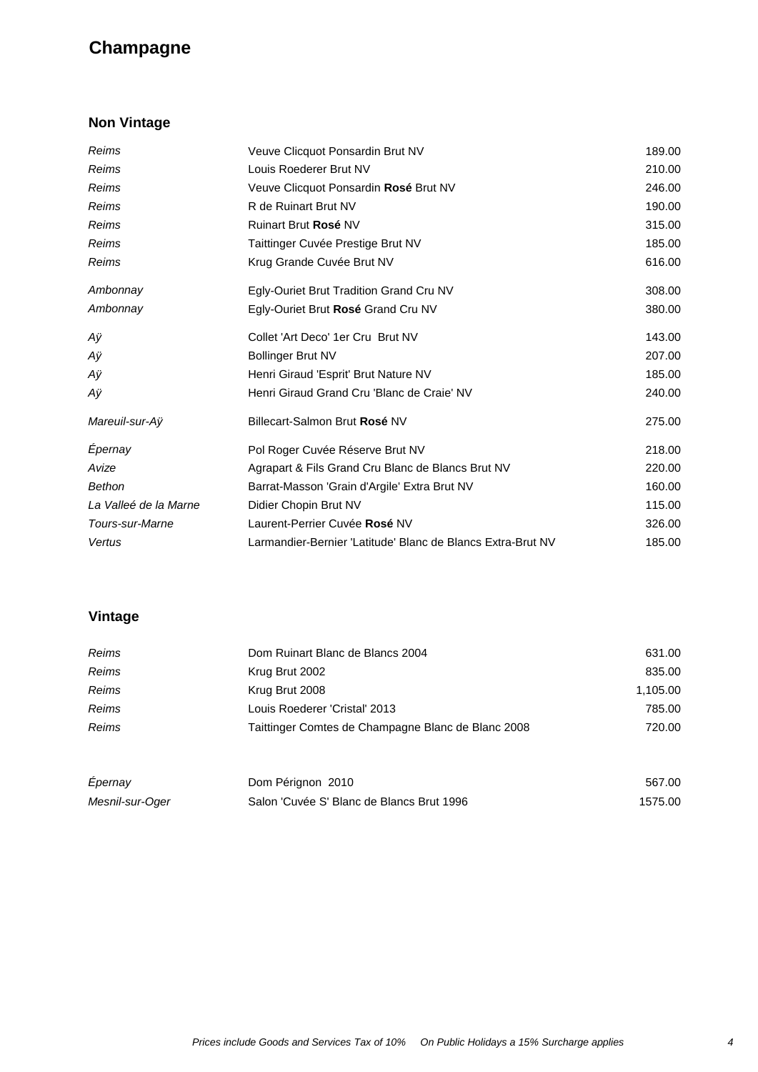# Champagne

## Non Vintage

| | | |
|---|---|---|
| *Reims* | Veuve Clicquot Ponsardin Brut NV | 189.00 |
| *Reims* | Louis Roederer Brut NV | 210.00 |
| *Reims* | Veuve Clicquot Ponsardin **Rosé** Brut NV | 246.00 |
| *Reims* | R de Ruinart Brut NV | 190.00 |
| *Reims* | Ruinart Brut **Rosé** NV | 315.00 |
| *Reims* | Taittinger Cuvée Prestige Brut NV | 185.00 |
| *Reims* | Krug Grande Cuvée Brut NV | 616.00 |
| *Ambonnay* | Egly-Ouriet Brut Tradition Grand Cru NV | 308.00 |
| *Ambonnay* | Egly-Ouriet Brut **Rosé** Grand Cru NV | 380.00 |
| *Aÿ* | Collet 'Art Deco' 1er Cru Brut NV | 143.00 |
| *Aÿ* | Bollinger Brut NV | 207.00 |
| *Aÿ* | Henri Giraud 'Esprit' Brut Nature NV | 185.00 |
| *Aÿ* | Henri Giraud Grand Cru 'Blanc de Craie' NV | 240.00 |
| *Mareuil-sur-Aÿ* | Billecart-Salmon Brut **Rosé** NV | 275.00 |
| *Épernay* | Pol Roger Cuvée Réserve Brut NV | 218.00 |
| *Avize* | Agrapart & Fils Grand Cru Blanc de Blancs Brut NV | 220.00 |
| *Bethon* | Barrat-Masson 'Grain d'Argile' Extra Brut NV | 160.00 |
| *La Valleé de la Marne* | Didier Chopin Brut NV | 115.00 |
| *Tours-sur-Marne* | Laurent-Perrier Cuvée **Rosé** NV | 326.00 |
| *Vertus* | Larmandier-Bernier 'Latitude' Blanc de Blancs Extra-Brut NV | 185.00 |

## Vintage

| | | |
|---|---|---|
| *Reims* | Dom Ruinart Blanc de Blancs 2004 | 631.00 |
| *Reims* | Krug Brut 2002 | 835.00 |
| *Reims* | Krug Brut 2008 | 1,105.00 |
| *Reims* | Louis Roederer 'Cristal' 2013 | 785.00 |
| *Reims* | Taittinger Comtes de Champagne Blanc de Blanc 2008 | 720.00 |
| *Épernay* | Dom Pérignon 2010 | 567.00 |
| *Mesnil-sur-Oger* | Salon 'Cuvée S' Blanc de Blancs Brut 1996 | 1575.00 |

*Prices include Goods and Services Tax of 10% On Public Holidays a 15% Surcharge applies*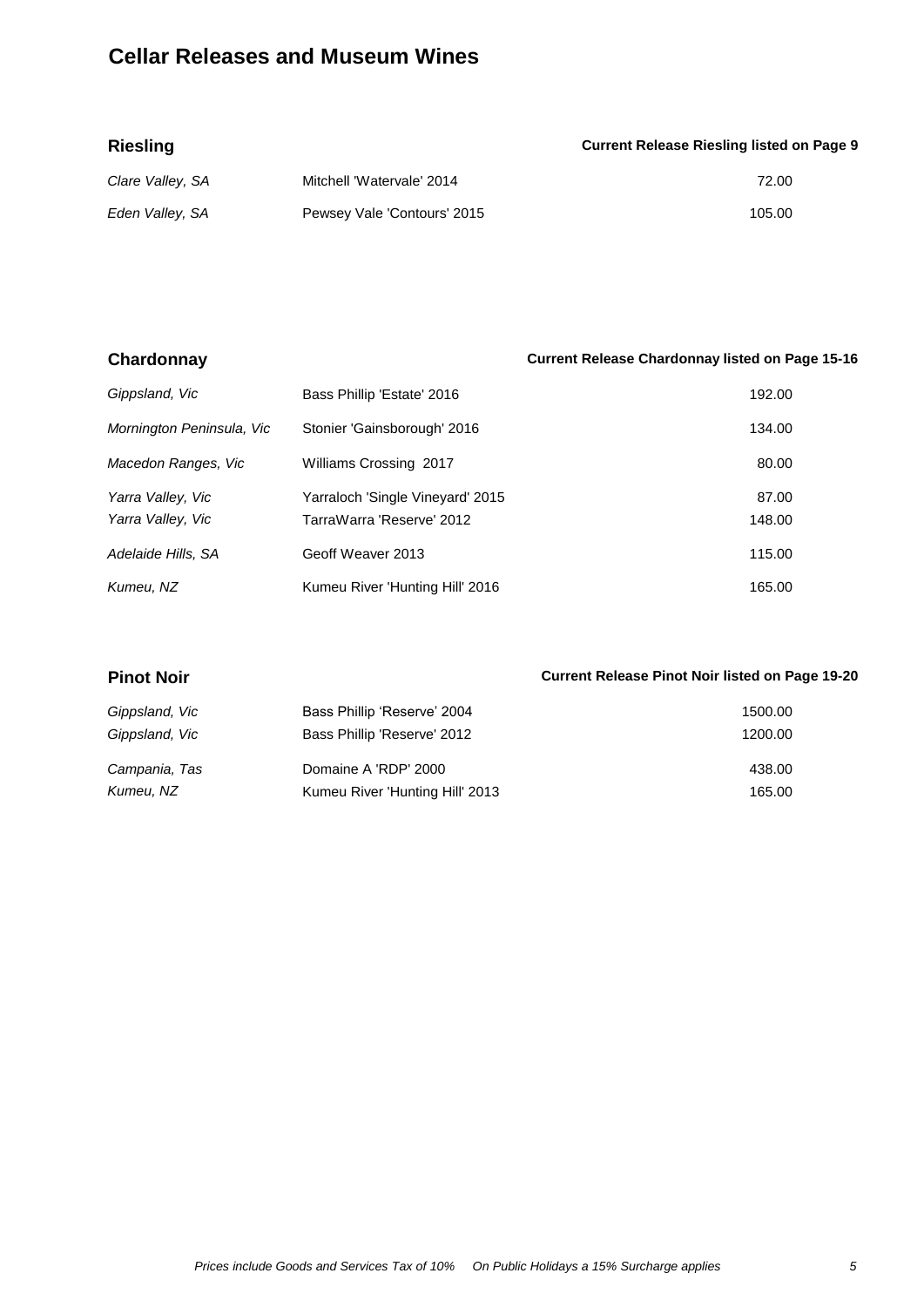# Cellar Releases and Museum Wines

## Riesling

**Current Release Riesling listed on Page 9**

| | | |
|---|---|---|
| *Clare Valley, SA* | Mitchell 'Watervale' 2014 | 72.00 |
| *Eden Valley, SA* | Pewsey Vale 'Contours' 2015 | 105.00 |

## Chardonnay

**Current Release Chardonnay listed on Page 15-16**

| | | |
|---|---|---|
| *Gippsland, Vic* | Bass Phillip 'Estate' 2016 | 192.00 |
| *Mornington Peninsula, Vic* | Stonier 'Gainsborough' 2016 | 134.00 |
| *Macedon Ranges, Vic* | Williams Crossing 2017 | 80.00 |
| *Yarra Valley, Vic* | Yarraloch 'Single Vineyard' 2015 | 87.00 |
| *Yarra Valley, Vic* | TarraWarra 'Reserve' 2012 | 148.00 |
| *Adelaide Hills, SA* | Geoff Weaver 2013 | 115.00 |
| *Kumeu, NZ* | Kumeu River 'Hunting Hill' 2016 | 165.00 |

## Pinot Noir

**Current Release Pinot Noir listed on Page 19-20**

| | | |
|---|---|---|
| *Gippsland, Vic* | Bass Phillip 'Reserve' 2004 | 1500.00 |
| *Gippsland, Vic* | Bass Phillip 'Reserve' 2012 | 1200.00 |
| *Campania, Tas* | Domaine A 'RDP' 2000 | 438.00 |
| *Kumeu, NZ* | Kumeu River 'Hunting Hill' 2013 | 165.00 |

*Prices include Goods and Services Tax of 10%     On Public Holidays a 15% Surcharge applies*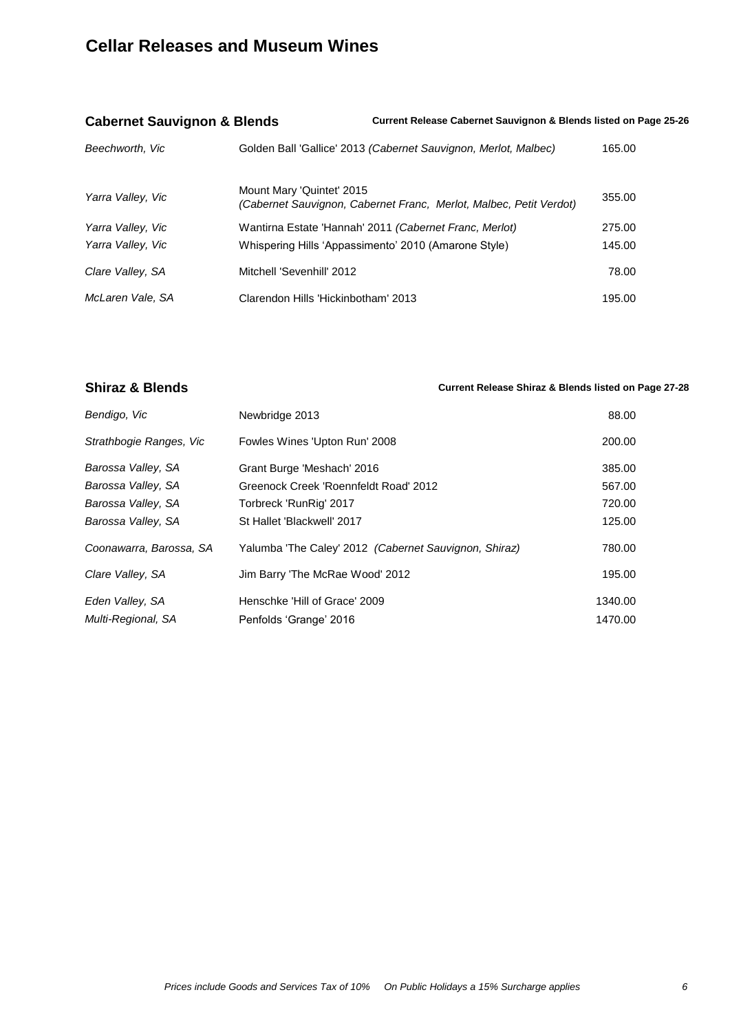# Cellar Releases and Museum Wines

## Cabernet Sauvignon & Blends

**Current Release Cabernet Sauvignon & Blends listed on Page 25-26**

| Region | Wine | Price |
|---|---|---|
| *Beechworth, Vic* | Golden Ball 'Gallice' 2013 *(Cabernet Sauvignon, Merlot, Malbec)* | 165.00 |
| *Yarra Valley, Vic* | Mount Mary 'Quintet' 2015 *(Cabernet Sauvignon, Cabernet Franc, Merlot, Malbec, Petit Verdot)* | 355.00 |
| *Yarra Valley, Vic* | Wantirna Estate 'Hannah' 2011 *(Cabernet Franc, Merlot)* | 275.00 |
| *Yarra Valley, Vic* | Whispering Hills 'Appassimento' 2010 (Amarone Style) | 145.00 |
| *Clare Valley, SA* | Mitchell 'Sevenhill' 2012 | 78.00 |
| *McLaren Vale, SA* | Clarendon Hills 'Hickinbotham' 2013 | 195.00 |

## Shiraz & Blends

**Current Release Shiraz & Blends listed on Page 27-28**

| Region | Wine | Price |
|---|---|---|
| *Bendigo, Vic* | Newbridge 2013 | 88.00 |
| *Strathbogie Ranges, Vic* | Fowles Wines 'Upton Run' 2008 | 200.00 |
| *Barossa Valley, SA* | Grant Burge 'Meshach' 2016 | 385.00 |
| *Barossa Valley, SA* | Greenock Creek 'Roennfeldt Road' 2012 | 567.00 |
| *Barossa Valley, SA* | Torbreck 'RunRig' 2017 | 720.00 |
| *Barossa Valley, SA* | St Hallet 'Blackwell' 2017 | 125.00 |
| *Coonawarra, Barossa, SA* | Yalumba 'The Caley' 2012 *(Cabernet Sauvignon, Shiraz)* | 780.00 |
| *Clare Valley, SA* | Jim Barry 'The McRae Wood' 2012 | 195.00 |
| *Eden Valley, SA* | Henschke 'Hill of Grace' 2009 | 1340.00 |
| *Multi-Regional, SA* | Penfolds 'Grange' 2016 | 1470.00 |

*Prices include Goods and Services Tax of 10% On Public Holidays a 15% Surcharge applies*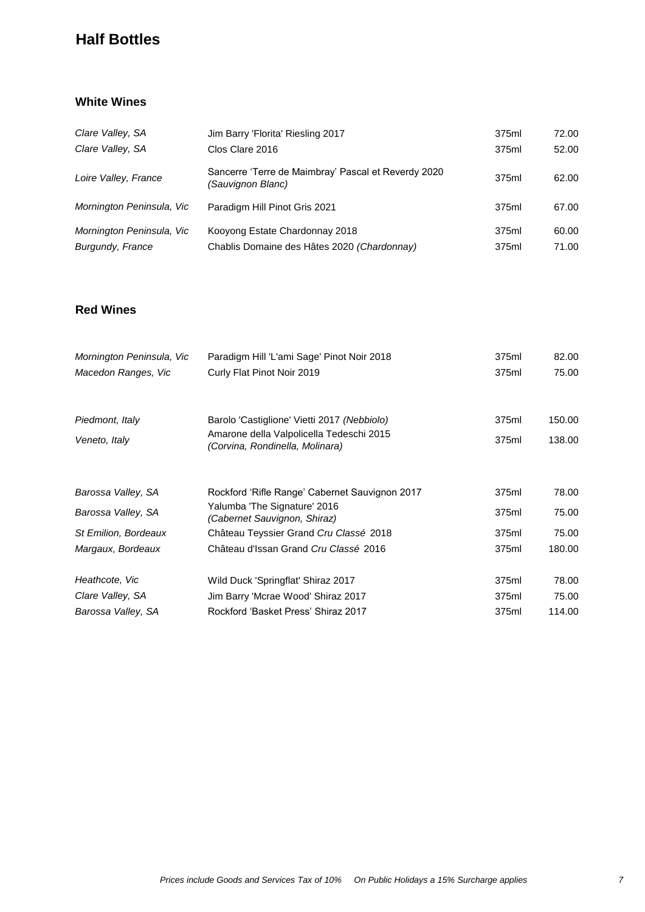# Half Bottles

## White Wines

| | | | |
|---|---|---|---|
| *Clare Valley, SA* | Jim Barry 'Florita' Riesling 2017 | 375ml | 72.00 |
| *Clare Valley, SA* | Clos Clare 2016 | 375ml | 52.00 |
| *Loire Valley, France* | Sancerre 'Terre de Maimbray' Pascal et Reverdy 2020 *(Sauvignon Blanc)* | 375ml | 62.00 |
| *Mornington Peninsula, Vic* | Paradigm Hill Pinot Gris 2021 | 375ml | 67.00 |
| *Mornington Peninsula, Vic* | Kooyong Estate Chardonnay 2018 | 375ml | 60.00 |
| *Burgundy, France* | Chablis Domaine des Hâtes 2020 *(Chardonnay)* | 375ml | 71.00 |

## Red Wines

| | | | |
|---|---|---|---|
| *Mornington Peninsula, Vic* | Paradigm Hill 'L'ami Sage' Pinot Noir 2018 | 375ml | 82.00 |
| *Macedon Ranges, Vic* | Curly Flat Pinot Noir 2019 | 375ml | 75.00 |
| *Piedmont, Italy* | Barolo 'Castiglione' Vietti 2017 *(Nebbiolo)* | 375ml | 150.00 |
| *Veneto, Italy* | Amarone della Valpolicella Tedeschi 2015 *(Corvina, Rondinella, Molinara)* | 375ml | 138.00 |
| *Barossa Valley, SA* | Rockford 'Rifle Range' Cabernet Sauvignon 2017 | 375ml | 78.00 |
| *Barossa Valley, SA* | Yalumba 'The Signature' 2016 *(Cabernet Sauvignon, Shiraz)* | 375ml | 75.00 |
| *St Emilion, Bordeaux* | Château Teyssier Grand *Cru Classé* 2018 | 375ml | 75.00 |
| *Margaux, Bordeaux* | Château d'Issan Grand *Cru Classé* 2016 | 375ml | 180.00 |
| *Heathcote, Vic* | Wild Duck 'Springflat' Shiraz 2017 | 375ml | 78.00 |
| *Clare Valley, SA* | Jim Barry 'Mcrae Wood' Shiraz 2017 | 375ml | 75.00 |
| *Barossa Valley, SA* | Rockford 'Basket Press' Shiraz 2017 | 375ml | 114.00 |

*Prices include Goods and Services Tax of 10%     On Public Holidays a 15% Surcharge applies*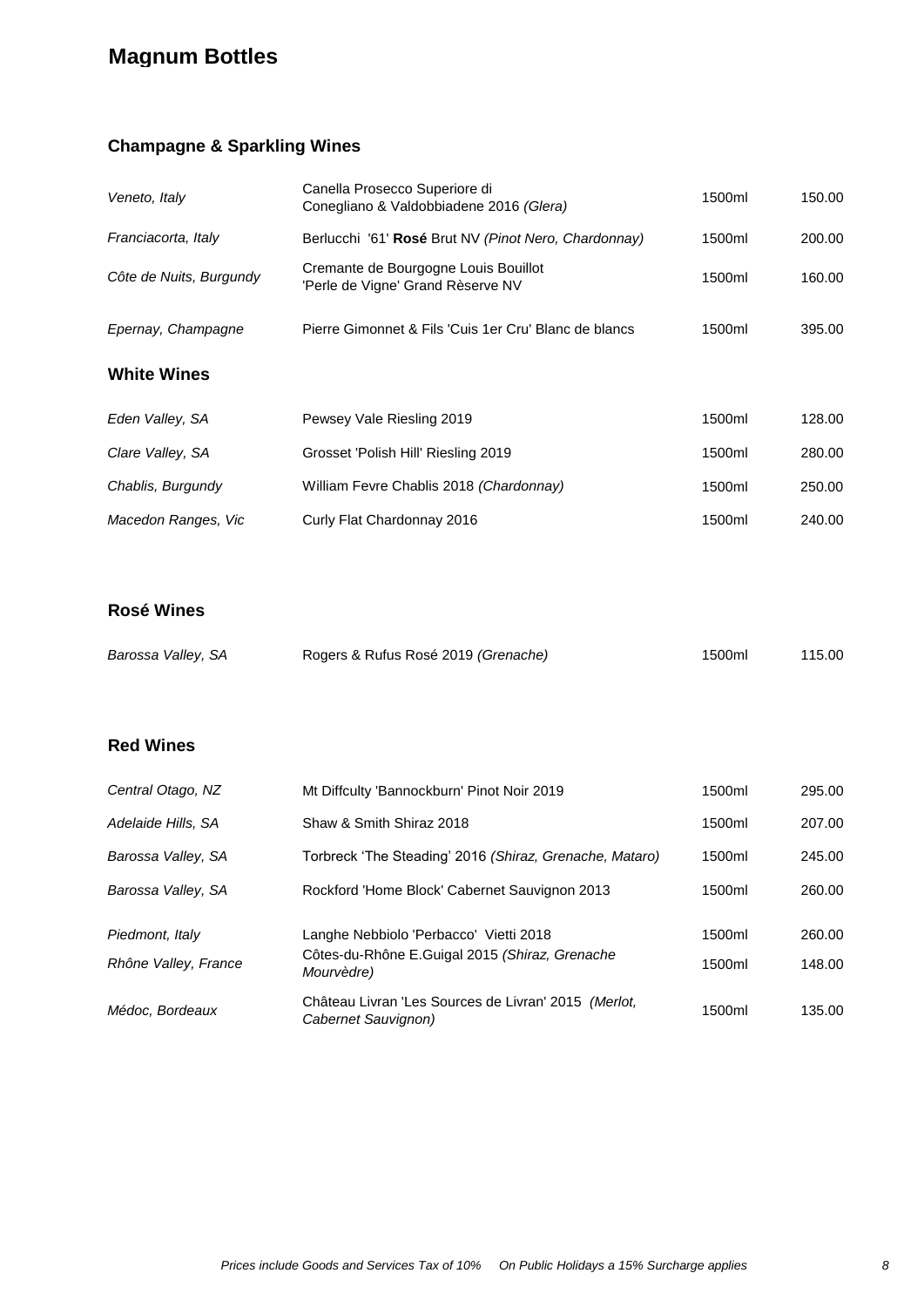# Magnum Bottles

## Champagne & Sparkling Wines

| | | | |
|---|---|---|---|
| *Veneto, Italy* | Canella Prosecco Superiore di Conegliano & Valdobbiadene 2016 *(Glera)* | 1500ml | 150.00 |
| *Franciacorta, Italy* | Berlucchi '61' **Rosé** Brut NV *(Pinot Nero, Chardonnay)* | 1500ml | 200.00 |
| *Côte de Nuits, Burgundy* | Cremante de Bourgogne Louis Bouillot 'Perle de Vigne' Grand Rèserve NV | 1500ml | 160.00 |
| *Epernay, Champagne* | Pierre Gimonnet & Fils 'Cuis 1er Cru' Blanc de blancs | 1500ml | 395.00 |

## White Wines

| | | | |
|---|---|---|---|
| *Eden Valley, SA* | Pewsey Vale Riesling 2019 | 1500ml | 128.00 |
| *Clare Valley, SA* | Grosset 'Polish Hill' Riesling 2019 | 1500ml | 280.00 |
| *Chablis, Burgundy* | William Fevre Chablis 2018 *(Chardonnay)* | 1500ml | 250.00 |
| *Macedon Ranges, Vic* | Curly Flat Chardonnay 2016 | 1500ml | 240.00 |

## Rosé Wines

| | | | |
|---|---|---|---|
| *Barossa Valley, SA* | Rogers & Rufus Rosé 2019 *(Grenache)* | 1500ml | 115.00 |

## Red Wines

| | | | |
|---|---|---|---|
| *Central Otago, NZ* | Mt Diffculty 'Bannockburn' Pinot Noir 2019 | 1500ml | 295.00 |
| *Adelaide Hills, SA* | Shaw & Smith Shiraz 2018 | 1500ml | 207.00 |
| *Barossa Valley, SA* | Torbreck 'The Steading' 2016 *(Shiraz, Grenache, Mataro)* | 1500ml | 245.00 |
| *Barossa Valley, SA* | Rockford 'Home Block' Cabernet Sauvignon 2013 | 1500ml | 260.00 |
| *Piedmont, Italy* | Langhe Nebbiolo 'Perbacco' Vietti 2018 | 1500ml | 260.00 |
| *Rhône Valley, France* | Côtes-du-Rhône E.Guigal 2015 *(Shiraz, Grenache Mourvèdre)* | 1500ml | 148.00 |
| *Médoc, Bordeaux* | Château Livran 'Les Sources de Livran' 2015 *(Merlot, Cabernet Sauvignon)* | 1500ml | 135.00 |

*Prices include Goods and Services Tax of 10%     On Public Holidays a 15% Surcharge applies*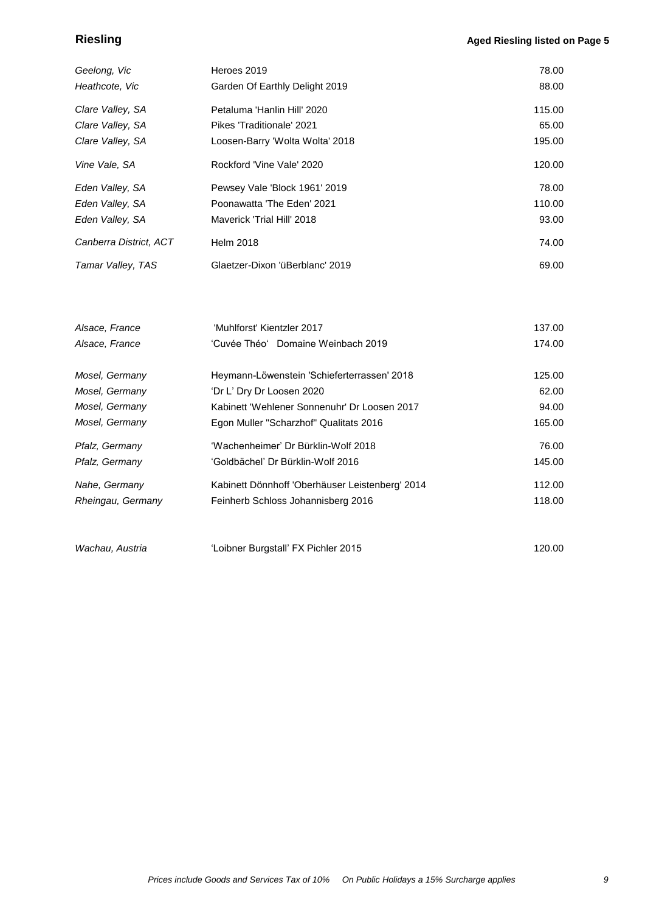## Riesling

**Aged Riesling listed on Page 5**

| Region | Wine | Price |
|---|---|---|
| *Geelong, Vic* | Heroes 2019 | 78.00 |
| *Heathcote, Vic* | Garden Of Earthly Delight 2019 | 88.00 |
| *Clare Valley, SA* | Petaluma 'Hanlin Hill' 2020 | 115.00 |
| *Clare Valley, SA* | Pikes 'Traditionale' 2021 | 65.00 |
| *Clare Valley, SA* | Loosen-Barry 'Wolta Wolta' 2018 | 195.00 |
| *Vine Vale, SA* | Rockford 'Vine Vale' 2020 | 120.00 |
| *Eden Valley, SA* | Pewsey Vale 'Block 1961' 2019 | 78.00 |
| *Eden Valley, SA* | Poonawatta 'The Eden' 2021 | 110.00 |
| *Eden Valley, SA* | Maverick 'Trial Hill' 2018 | 93.00 |
| *Canberra District, ACT* | Helm 2018 | 74.00 |
| *Tamar Valley, TAS* | Glaetzer-Dixon 'üBerblanc' 2019 | 69.00 |
| | | |
| *Alsace, France* | 'Muhlforst' Kientzler 2017 | 137.00 |
| *Alsace, France* | 'Cuvée Théo' Domaine Weinbach 2019 | 174.00 |
| *Mosel, Germany* | Heymann-Löwenstein 'Schieferterrassen' 2018 | 125.00 |
| *Mosel, Germany* | 'Dr L' Dry Dr Loosen 2020 | 62.00 |
| *Mosel, Germany* | Kabinett 'Wehlener Sonnenuhr' Dr Loosen 2017 | 94.00 |
| *Mosel, Germany* | Egon Muller "Scharzhof" Qualitats 2016 | 165.00 |
| *Pfalz, Germany* | 'Wachenheimer' Dr Bürklin-Wolf 2018 | 76.00 |
| *Pfalz, Germany* | 'Goldbächel' Dr Bürklin-Wolf 2016 | 145.00 |
| *Nahe, Germany* | Kabinett Dönnhoff 'Oberhäuser Leistenberg' 2014 | 112.00 |
| *Rheingau, Germany* | Feinherb Schloss Johannisberg 2016 | 118.00 |
| | | |
| *Wachau, Austria* | 'Loibner Burgstall' FX Pichler 2015 | 120.00 |

*Prices include Goods and Services Tax of 10%    On Public Holidays a 15% Surcharge applies*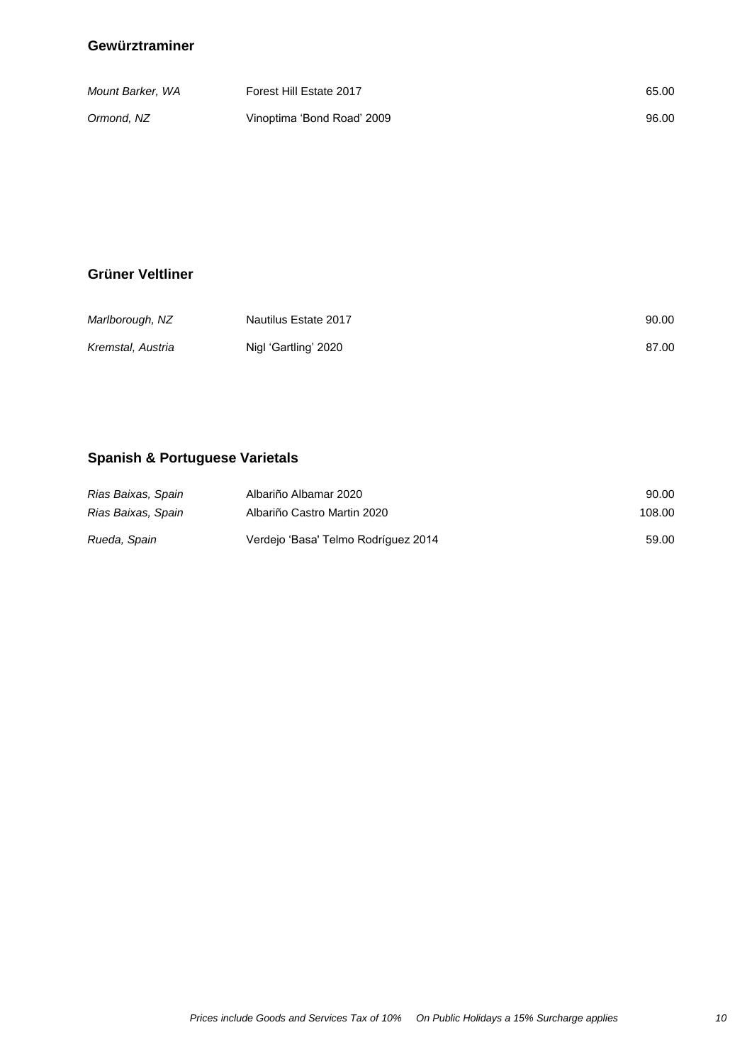## Gewürztraminer

| | | |
|---|---|---|
| *Mount Barker, WA* | Forest Hill Estate 2017 | 65.00 |
| *Ormond, NZ* | Vinoptima 'Bond Road' 2009 | 96.00 |

## Grüner Veltliner

| | | |
|---|---|---|
| *Marlborough, NZ* | Nautilus Estate 2017 | 90.00 |
| *Kremstal, Austria* | Nigl 'Gartling' 2020 | 87.00 |

## Spanish & Portuguese Varietals

| | | |
|---|---|---|
| *Rias Baixas, Spain* | Albariño Albamar 2020 | 90.00 |
| *Rias Baixas, Spain* | Albariño Castro Martin 2020 | 108.00 |
| *Rueda, Spain* | Verdejo 'Basa' Telmo Rodríguez 2014 | 59.00 |

*Prices include Goods and Services Tax of 10%   On Public Holidays a 15% Surcharge applies*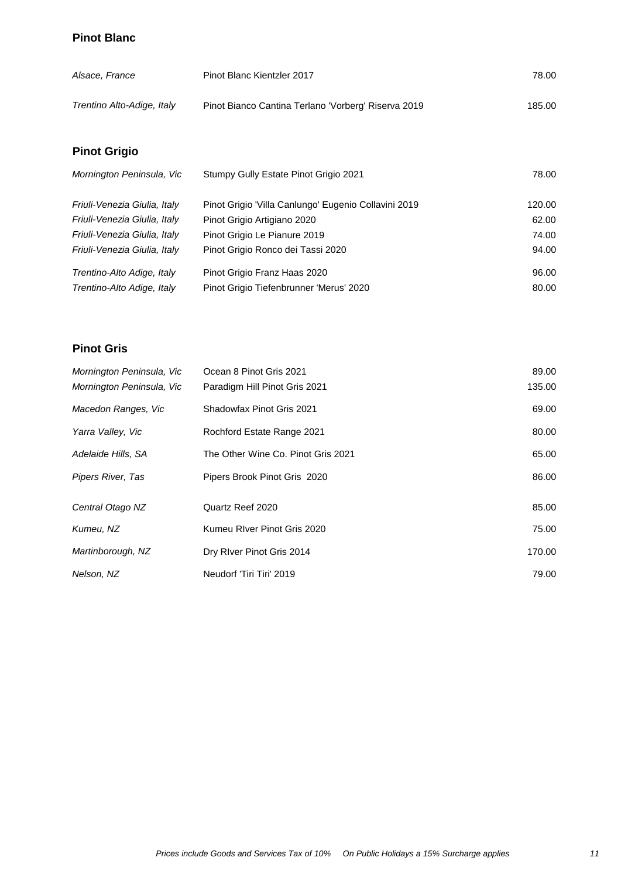## Pinot Blanc

| | | |
|---|---|---|
| *Alsace, France* | Pinot Blanc Kientzler 2017 | 78.00 |
| *Trentino Alto-Adige, Italy* | Pinot Bianco Cantina Terlano 'Vorberg' Riserva 2019 | 185.00 |

## Pinot Grigio

| | | |
|---|---|---|
| *Mornington Peninsula, Vic* | Stumpy Gully Estate Pinot Grigio 2021 | 78.00 |
| *Friuli-Venezia Giulia, Italy* | Pinot Grigio 'Villa Canlungo' Eugenio Collavini 2019 | 120.00 |
| *Friuli-Venezia Giulia, Italy* | Pinot Grigio Artigiano 2020 | 62.00 |
| *Friuli-Venezia Giulia, Italy* | Pinot Grigio Le Pianure 2019 | 74.00 |
| *Friuli-Venezia Giulia, Italy* | Pinot Grigio Ronco dei Tassi 2020 | 94.00 |
| *Trentino-Alto Adige, Italy* | Pinot Grigio Franz Haas 2020 | 96.00 |
| *Trentino-Alto Adige, Italy* | Pinot Grigio Tiefenbrunner 'Merus' 2020 | 80.00 |

## Pinot Gris

| | | |
|---|---|---|
| *Mornington Peninsula, Vic* | Ocean 8 Pinot Gris 2021 | 89.00 |
| *Mornington Peninsula, Vic* | Paradigm Hill Pinot Gris 2021 | 135.00 |
| *Macedon Ranges, Vic* | Shadowfax Pinot Gris 2021 | 69.00 |
| *Yarra Valley, Vic* | Rochford Estate Range 2021 | 80.00 |
| *Adelaide Hills, SA* | The Other Wine Co. Pinot Gris 2021 | 65.00 |
| *Pipers River, Tas* | Pipers Brook Pinot Gris 2020 | 86.00 |
| *Central Otago NZ* | Quartz Reef 2020 | 85.00 |
| *Kumeu, NZ* | Kumeu RIver Pinot Gris 2020 | 75.00 |
| *Martinborough, NZ* | Dry RIver Pinot Gris 2014 | 170.00 |
| *Nelson, NZ* | Neudorf 'Tiri Tiri' 2019 | 79.00 |

*Prices include Goods and Services Tax of 10%   On Public Holidays a 15% Surcharge applies*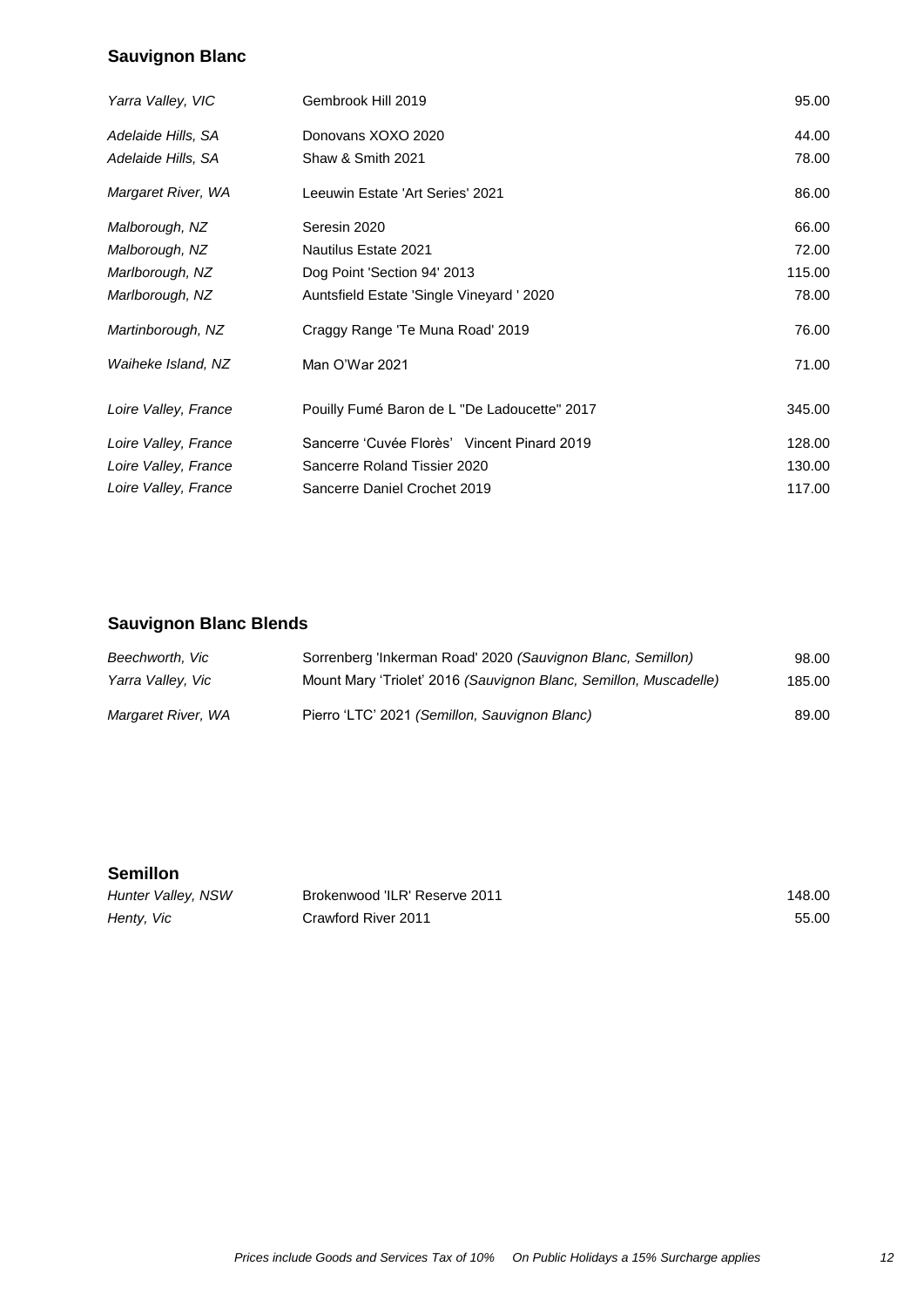## Sauvignon Blanc

| | | |
|---|---|---|
| *Yarra Valley, VIC* | Gembrook Hill 2019 | 95.00 |
| *Adelaide Hills, SA* | Donovans XOXO 2020 | 44.00 |
| *Adelaide Hills, SA* | Shaw & Smith 2021 | 78.00 |
| *Margaret River, WA* | Leeuwin Estate 'Art Series' 2021 | 86.00 |
| *Malborough, NZ* | Seresin 2020 | 66.00 |
| *Malborough, NZ* | Nautilus Estate 2021 | 72.00 |
| *Marlborough, NZ* | Dog Point 'Section 94' 2013 | 115.00 |
| *Marlborough, NZ* | Auntsfield Estate 'Single Vineyard ' 2020 | 78.00 |
| *Martinborough, NZ* | Craggy Range 'Te Muna Road' 2019 | 76.00 |
| *Waiheke Island, NZ* | Man O'War 2021 | 71.00 |
| *Loire Valley, France* | Pouilly Fumé Baron de L "De Ladoucette" 2017 | 345.00 |
| *Loire Valley, France* | Sancerre 'Cuvée Florès' Vincent Pinard 2019 | 128.00 |
| *Loire Valley, France* | Sancerre Roland Tissier 2020 | 130.00 |
| *Loire Valley, France* | Sancerre Daniel Crochet 2019 | 117.00 |

## Sauvignon Blanc Blends

| | | |
|---|---|---|
| *Beechworth, Vic* | Sorrenberg 'Inkerman Road' 2020 *(Sauvignon Blanc, Semillon)* | 98.00 |
| *Yarra Valley, Vic* | Mount Mary 'Triolet' 2016 *(Sauvignon Blanc, Semillon, Muscadelle)* | 185.00 |
| *Margaret River, WA* | Pierro 'LTC' 2021 *(Semillon, Sauvignon Blanc)* | 89.00 |

## Semillon

| | | |
|---|---|---|
| *Hunter Valley, NSW* | Brokenwood 'ILR' Reserve 2011 | 148.00 |
| *Henty, Vic* | Crawford River 2011 | 55.00 |

*Prices include Goods and Services Tax of 10%   On Public Holidays a 15% Surcharge applies*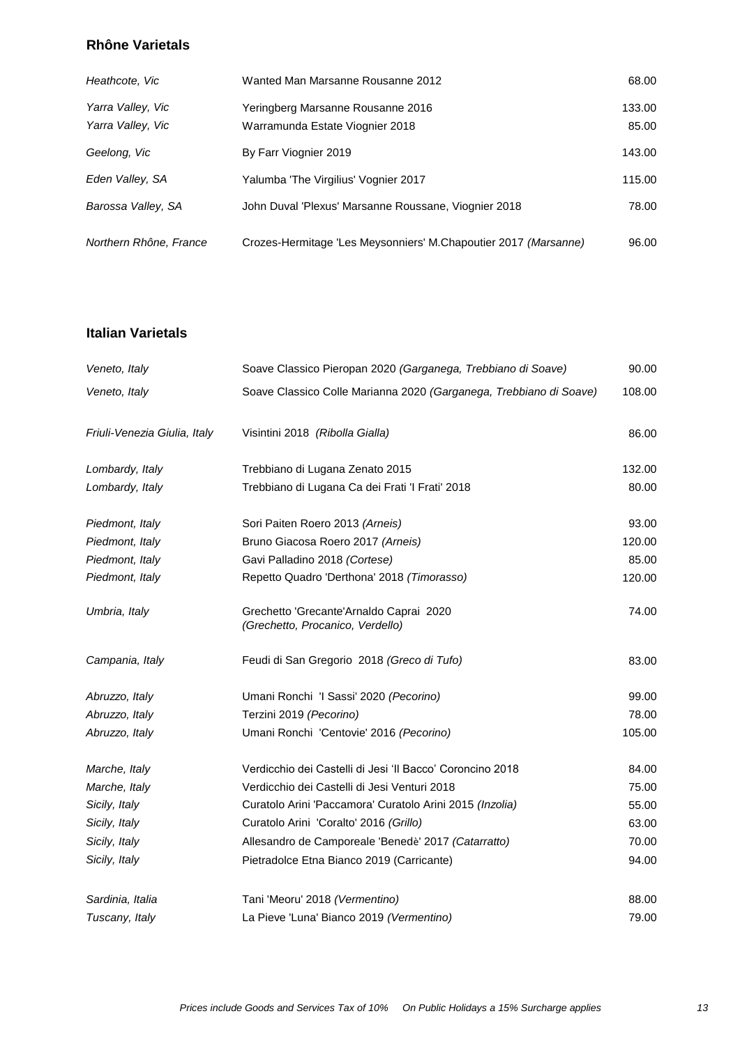## Rhône Varietals

| | | |
|---|---|---|
| *Heathcote, Vic* | Wanted Man Marsanne Rousanne 2012 | 68.00 |
| *Yarra Valley, Vic* | Yeringberg Marsanne Rousanne 2016 | 133.00 |
| *Yarra Valley, Vic* | Warramunda Estate Viognier 2018 | 85.00 |
| *Geelong, Vic* | By Farr Viognier 2019 | 143.00 |
| *Eden Valley, SA* | Yalumba 'The Virgilius' Vognier 2017 | 115.00 |
| *Barossa Valley, SA* | John Duval 'Plexus' Marsanne Roussane, Viognier 2018 | 78.00 |
| *Northern Rhône, France* | Crozes-Hermitage 'Les Meysonniers' M.Chapoutier 2017 *(Marsanne)* | 96.00 |

## Italian Varietals

| | | |
|---|---|---|
| *Veneto, Italy* | Soave Classico Pieropan 2020 *(Garganega, Trebbiano di Soave)* | 90.00 |
| *Veneto, Italy* | Soave Classico Colle Marianna 2020 *(Garganega, Trebbiano di Soave)* | 108.00 |
| *Friuli-Venezia Giulia, Italy* | Visintini 2018 *(Ribolla Gialla)* | 86.00 |
| *Lombardy, Italy* | Trebbiano di Lugana Zenato 2015 | 132.00 |
| *Lombardy, Italy* | Trebbiano di Lugana Ca dei Frati 'I Frati' 2018 | 80.00 |
| *Piedmont, Italy* | Sori Paiten Roero 2013 *(Arneis)* | 93.00 |
| *Piedmont, Italy* | Bruno Giacosa Roero 2017 *(Arneis)* | 120.00 |
| *Piedmont, Italy* | Gavi Palladino 2018 *(Cortese)* | 85.00 |
| *Piedmont, Italy* | Repetto Quadro 'Derthona' 2018 *(Timorasso)* | 120.00 |
| *Umbria, Italy* | Grechetto 'Grecante'Arnaldo Caprai 2020 *(Grechetto, Procanico, Verdello)* | 74.00 |
| *Campania, Italy* | Feudi di San Gregorio 2018 *(Greco di Tufo)* | 83.00 |
| *Abruzzo, Italy* | Umani Ronchi 'I Sassi' 2020 *(Pecorino)* | 99.00 |
| *Abruzzo, Italy* | Terzini 2019 *(Pecorino)* | 78.00 |
| *Abruzzo, Italy* | Umani Ronchi 'Centovie' 2016 *(Pecorino)* | 105.00 |
| *Marche, Italy* | Verdicchio dei Castelli di Jesi 'Il Bacco' Coroncino 2018 | 84.00 |
| *Marche, Italy* | Verdicchio dei Castelli di Jesi Venturi 2018 | 75.00 |
| *Sicily, Italy* | Curatolo Arini 'Paccamora' Curatolo Arini 2015 *(Inzolia)* | 55.00 |
| *Sicily, Italy* | Curatolo Arini 'Coralto' 2016 *(Grillo)* | 63.00 |
| *Sicily, Italy* | Allesandro de Camporeale 'Benedè' 2017 *(Catarratto)* | 70.00 |
| *Sicily, Italy* | Pietradolce Etna Bianco 2019 (Carricante) | 94.00 |
| *Sardinia, Italia* | Tani 'Meoru' 2018 *(Vermentino)* | 88.00 |
| *Tuscany, Italy* | La Pieve 'Luna' Bianco 2019 *(Vermentino)* | 79.00 |

*Prices include Goods and Services Tax of 10%     On Public Holidays a 15% Surcharge applies*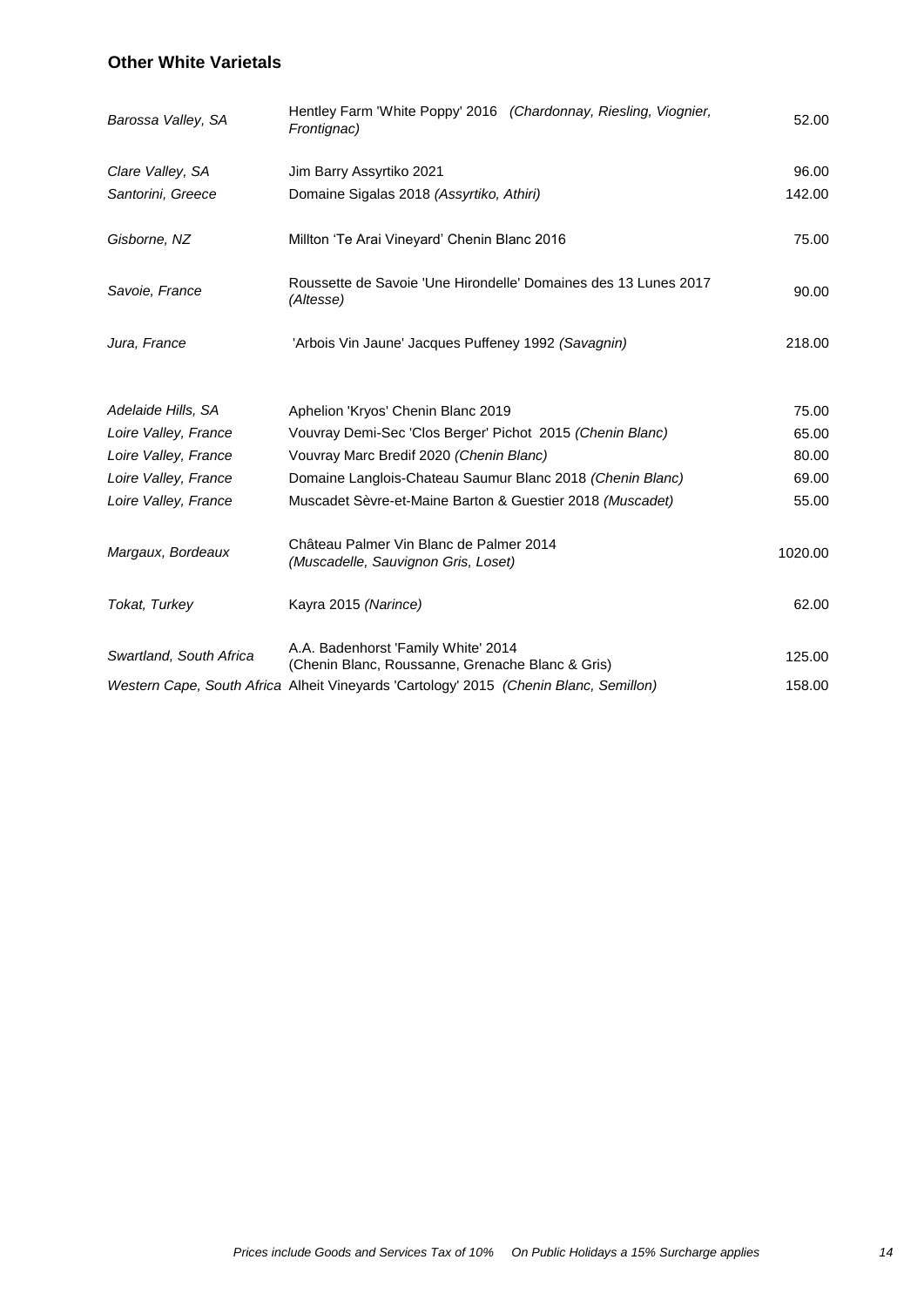## Other White Varietals

| | | |
|---|---|---|
| *Barossa Valley, SA* | Hentley Farm 'White Poppy' 2016 *(Chardonnay, Riesling, Viognier, Frontignac)* | 52.00 |
| *Clare Valley, SA* | Jim Barry Assyrtiko 2021 | 96.00 |
| *Santorini, Greece* | Domaine Sigalas 2018 *(Assyrtiko, Athiri)* | 142.00 |
| *Gisborne, NZ* | Millton 'Te Arai Vineyard' Chenin Blanc 2016 | 75.00 |
| *Savoie, France* | Roussette de Savoie 'Une Hirondelle' Domaines des 13 Lunes 2017 *(Altesse)* | 90.00 |
| *Jura, France* | 'Arbois Vin Jaune' Jacques Puffeney 1992 *(Savagnin)* | 218.00 |
| *Adelaide Hills, SA* | Aphelion 'Kryos' Chenin Blanc 2019 | 75.00 |
| *Loire Valley, France* | Vouvray Demi-Sec 'Clos Berger' Pichot 2015 *(Chenin Blanc)* | 65.00 |
| *Loire Valley, France* | Vouvray Marc Bredif 2020 *(Chenin Blanc)* | 80.00 |
| *Loire Valley, France* | Domaine Langlois-Chateau Saumur Blanc 2018 *(Chenin Blanc)* | 69.00 |
| *Loire Valley, France* | Muscadet Sèvre-et-Maine Barton & Guestier 2018 *(Muscadet)* | 55.00 |
| *Margaux, Bordeaux* | Château Palmer Vin Blanc de Palmer 2014 *(Muscadelle, Sauvignon Gris, Loset)* | 1020.00 |
| *Tokat, Turkey* | Kayra 2015 *(Narince)* | 62.00 |
| *Swartland, South Africa* | A.A. Badenhorst 'Family White' 2014 (Chenin Blanc, Roussanne, Grenache Blanc & Gris) | 125.00 |
| *Western Cape, South Africa* | Alheit Vineyards 'Cartology' 2015 *(Chenin Blanc, Semillon)* | 158.00 |

*Prices include Goods and Services Tax of 10%   On Public Holidays a 15% Surcharge applies*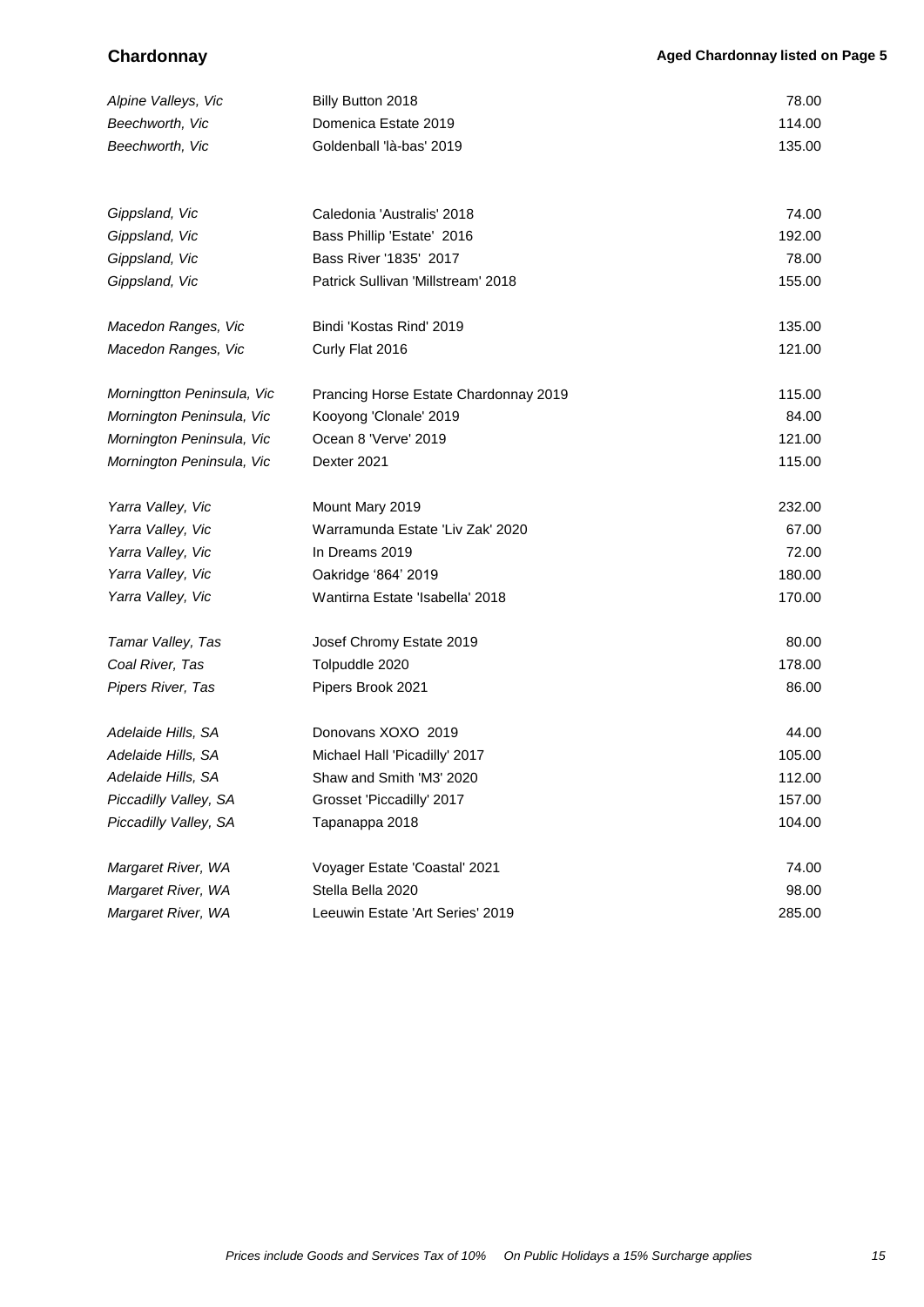## Chardonnay

**Aged Chardonnay listed on Page 5**

| Region | Wine | Price |
|---|---|---|
| *Alpine Valleys, Vic* | Billy Button 2018 | 78.00 |
| *Beechworth, Vic* | Domenica Estate 2019 | 114.00 |
| *Beechworth, Vic* | Goldenball 'là-bas' 2019 | 135.00 |
| | | |
| *Gippsland, Vic* | Caledonia 'Australis' 2018 | 74.00 |
| *Gippsland, Vic* | Bass Phillip 'Estate' 2016 | 192.00 |
| *Gippsland, Vic* | Bass River '1835' 2017 | 78.00 |
| *Gippsland, Vic* | Patrick Sullivan 'Millstream' 2018 | 155.00 |
| | | |
| *Macedon Ranges, Vic* | Bindi 'Kostas Rind' 2019 | 135.00 |
| *Macedon Ranges, Vic* | Curly Flat 2016 | 121.00 |
| | | |
| *Morningtton Peninsula, Vic* | Prancing Horse Estate Chardonnay 2019 | 115.00 |
| *Mornington Peninsula, Vic* | Kooyong 'Clonale' 2019 | 84.00 |
| *Mornington Peninsula, Vic* | Ocean 8 'Verve' 2019 | 121.00 |
| *Mornington Peninsula, Vic* | Dexter 2021 | 115.00 |
| | | |
| *Yarra Valley, Vic* | Mount Mary 2019 | 232.00 |
| *Yarra Valley, Vic* | Warramunda Estate 'Liv Zak' 2020 | 67.00 |
| *Yarra Valley, Vic* | In Dreams 2019 | 72.00 |
| *Yarra Valley, Vic* | Oakridge '864' 2019 | 180.00 |
| *Yarra Valley, Vic* | Wantirna Estate 'Isabella' 2018 | 170.00 |
| | | |
| *Tamar Valley, Tas* | Josef Chromy Estate 2019 | 80.00 |
| *Coal River, Tas* | Tolpuddle 2020 | 178.00 |
| *Pipers River, Tas* | Pipers Brook 2021 | 86.00 |
| | | |
| *Adelaide Hills, SA* | Donovans XOXO 2019 | 44.00 |
| *Adelaide Hills, SA* | Michael Hall 'Picadilly' 2017 | 105.00 |
| *Adelaide Hills, SA* | Shaw and Smith 'M3' 2020 | 112.00 |
| *Piccadilly Valley, SA* | Grosset 'Piccadilly' 2017 | 157.00 |
| *Piccadilly Valley, SA* | Tapanappa 2018 | 104.00 |
| | | |
| *Margaret River, WA* | Voyager Estate 'Coastal' 2021 | 74.00 |
| *Margaret River, WA* | Stella Bella 2020 | 98.00 |
| *Margaret River, WA* | Leeuwin Estate 'Art Series' 2019 | 285.00 |

*Prices include Goods and Services Tax of 10%     On Public Holidays a 15% Surcharge applies*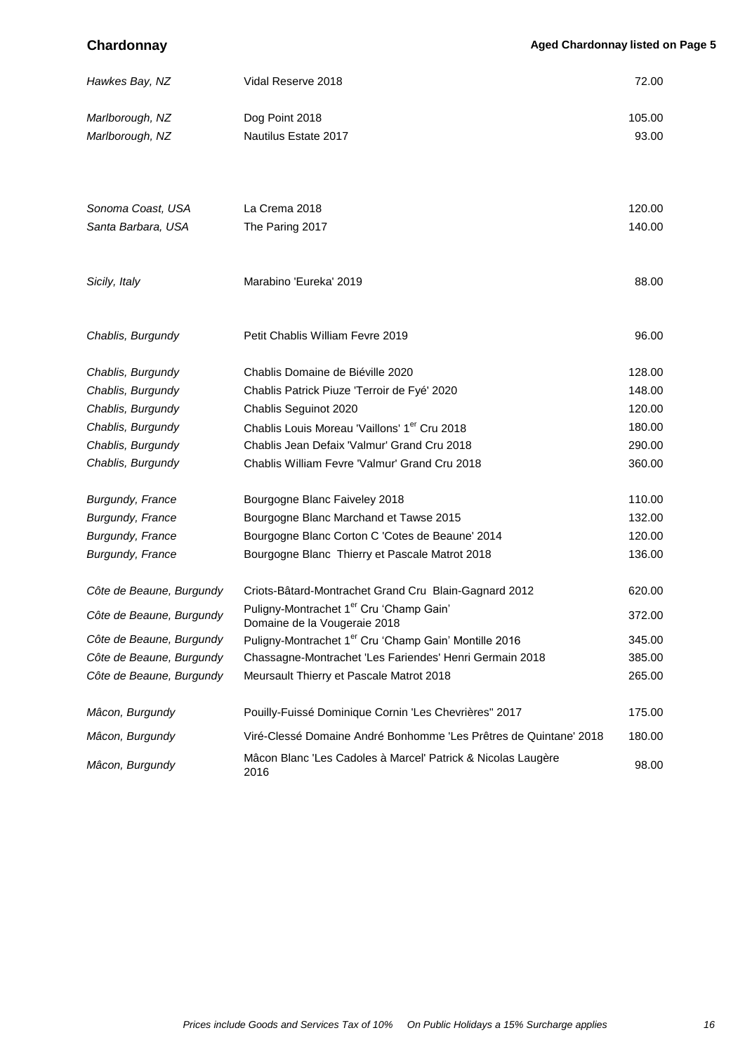## Chardonnay

**Aged Chardonnay listed on Page 5**

| Region | Wine | Price |
|---|---|---|
| *Hawkes Bay, NZ* | Vidal Reserve 2018 | 72.00 |
| *Marlborough, NZ* | Dog Point 2018 | 105.00 |
| *Marlborough, NZ* | Nautilus Estate 2017 | 93.00 |
| *Sonoma Coast, USA* | La Crema 2018 | 120.00 |
| *Santa Barbara, USA* | The Paring 2017 | 140.00 |
| *Sicily, Italy* | Marabino 'Eureka' 2019 | 88.00 |
| *Chablis, Burgundy* | Petit Chablis William Fevre 2019 | 96.00 |
| *Chablis, Burgundy* | Chablis Domaine de Biéville 2020 | 128.00 |
| *Chablis, Burgundy* | Chablis Patrick Piuze 'Terroir de Fyé' 2020 | 148.00 |
| *Chablis, Burgundy* | Chablis Seguinot 2020 | 120.00 |
| *Chablis, Burgundy* | Chablis Louis Moreau 'Vaillons' 1er Cru 2018 | 180.00 |
| *Chablis, Burgundy* | Chablis Jean Defaix 'Valmur' Grand Cru 2018 | 290.00 |
| *Chablis, Burgundy* | Chablis William Fevre 'Valmur' Grand Cru 2018 | 360.00 |
| *Burgundy, France* | Bourgogne Blanc Faiveley 2018 | 110.00 |
| *Burgundy, France* | Bourgogne Blanc Marchand et Tawse 2015 | 132.00 |
| *Burgundy, France* | Bourgogne Blanc Corton C 'Cotes de Beaune' 2014 | 120.00 |
| *Burgundy, France* | Bourgogne Blanc Thierry et Pascale Matrot 2018 | 136.00 |
| *Côte de Beaune, Burgundy* | Criots-Bâtard-Montrachet Grand Cru Blain-Gagnard 2012 | 620.00 |
| *Côte de Beaune, Burgundy* | Puligny-Montrachet 1er Cru 'Champ Gain' Domaine de la Vougeraie 2018 | 372.00 |
| *Côte de Beaune, Burgundy* | Puligny-Montrachet 1er Cru 'Champ Gain' Montille 2016 | 345.00 |
| *Côte de Beaune, Burgundy* | Chassagne-Montrachet 'Les Fariendes' Henri Germain 2018 | 385.00 |
| *Côte de Beaune, Burgundy* | Meursault Thierry et Pascale Matrot 2018 | 265.00 |
| *Mâcon, Burgundy* | Pouilly-Fuissé Dominique Cornin 'Les Chevrières'' 2017 | 175.00 |
| *Mâcon, Burgundy* | Viré-Clessé Domaine André Bonhomme 'Les Prêtres de Quintane' 2018 | 180.00 |
| *Mâcon, Burgundy* | Mâcon Blanc 'Les Cadoles à Marcel' Patrick & Nicolas Laugère 2016 | 98.00 |

*Prices include Goods and Services Tax of 10% On Public Holidays a 15% Surcharge applies*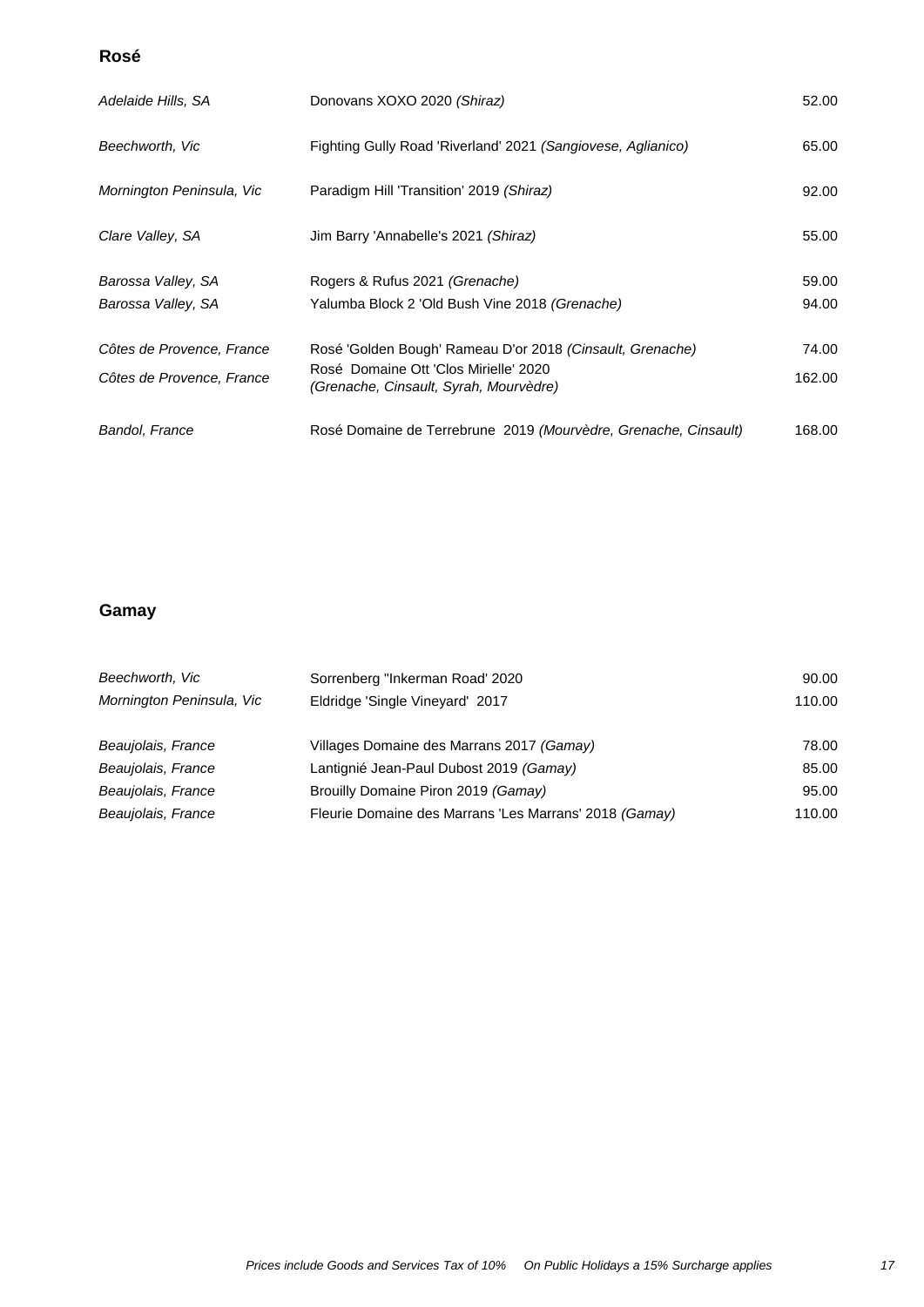## Rosé

| | | |
|---|---|---|
| *Adelaide Hills, SA* | Donovans XOXO 2020 *(Shiraz)* | 52.00 |
| *Beechworth, Vic* | Fighting Gully Road 'Riverland' 2021 *(Sangiovese, Aglianico)* | 65.00 |
| *Mornington Peninsula, Vic* | Paradigm Hill 'Transition' 2019 *(Shiraz)* | 92.00 |
| *Clare Valley, SA* | Jim Barry 'Annabelle's 2021 *(Shiraz)* | 55.00 |
| *Barossa Valley, SA* | Rogers & Rufus 2021 *(Grenache)* | 59.00 |
| *Barossa Valley, SA* | Yalumba Block 2 'Old Bush Vine 2018 *(Grenache)* | 94.00 |
| *Côtes de Provence, France* | Rosé 'Golden Bough' Rameau D'or 2018 *(Cinsault, Grenache)* | 74.00 |
| *Côtes de Provence, France* | Rosé Domaine Ott 'Clos Mirielle' 2020 *(Grenache, Cinsault, Syrah, Mourvèdre)* | 162.00 |
| *Bandol, France* | Rosé Domaine de Terrebrune 2019 *(Mourvèdre, Grenache, Cinsault)* | 168.00 |

## Gamay

| | | |
|---|---|---|
| *Beechworth, Vic* | Sorrenberg "Inkerman Road' 2020 | 90.00 |
| *Mornington Peninsula, Vic* | Eldridge 'Single Vineyard' 2017 | 110.00 |
| *Beaujolais, France* | Villages Domaine des Marrans 2017 *(Gamay)* | 78.00 |
| *Beaujolais, France* | Lantignié Jean-Paul Dubost 2019 *(Gamay)* | 85.00 |
| *Beaujolais, France* | Brouilly Domaine Piron 2019 *(Gamay)* | 95.00 |
| *Beaujolais, France* | Fleurie Domaine des Marrans 'Les Marrans' 2018 *(Gamay)* | 110.00 |

*Prices include Goods and Services Tax of 10%     On Public Holidays a 15% Surcharge applies*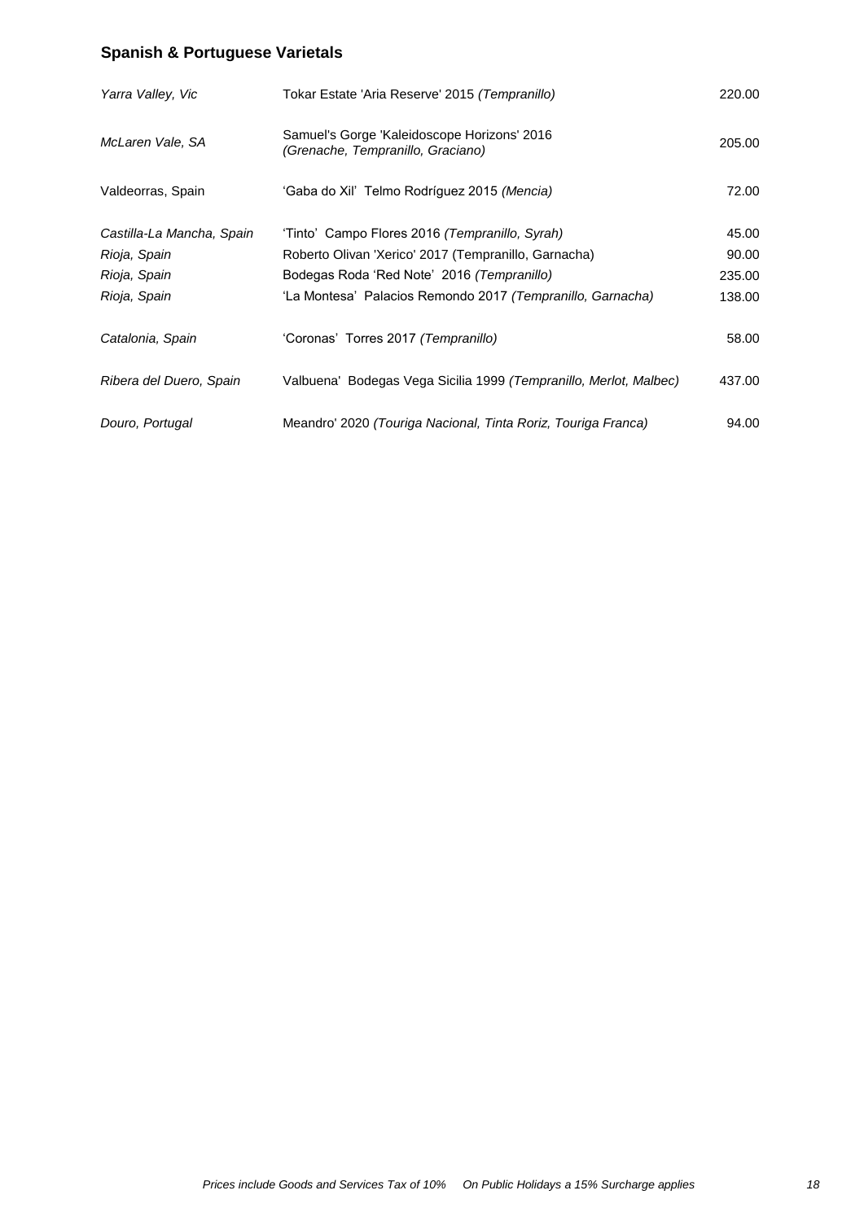## Spanish & Portuguese Varietals

| | | |
|---|---|---|
| *Yarra Valley, Vic* | Tokar Estate 'Aria Reserve' 2015 *(Tempranillo)* | 220.00 |
| *McLaren Vale, SA* | Samuel's Gorge 'Kaleidoscope Horizons' 2016 *(Grenache, Tempranillo, Graciano)* | 205.00 |
| Valdeorras, Spain | 'Gaba do Xil' Telmo Rodríguez 2015 *(Mencia)* | 72.00 |
| *Castilla-La Mancha, Spain* | 'Tinto' Campo Flores 2016 *(Tempranillo, Syrah)* | 45.00 |
| *Rioja, Spain* | Roberto Olivan 'Xerico' 2017 (Tempranillo, Garnacha) | 90.00 |
| *Rioja, Spain* | Bodegas Roda 'Red Note' 2016 *(Tempranillo)* | 235.00 |
| *Rioja, Spain* | 'La Montesa' Palacios Remondo 2017 *(Tempranillo, Garnacha)* | 138.00 |
| *Catalonia, Spain* | 'Coronas' Torres 2017 *(Tempranillo)* | 58.00 |
| *Ribera del Duero, Spain* | Valbuena' Bodegas Vega Sicilia 1999 *(Tempranillo, Merlot, Malbec)* | 437.00 |
| *Douro, Portugal* | Meandro' 2020 *(Touriga Nacional, Tinta Roriz, Touriga Franca)* | 94.00 |

*Prices include Goods and Services Tax of 10%     On Public Holidays a 15% Surcharge applies*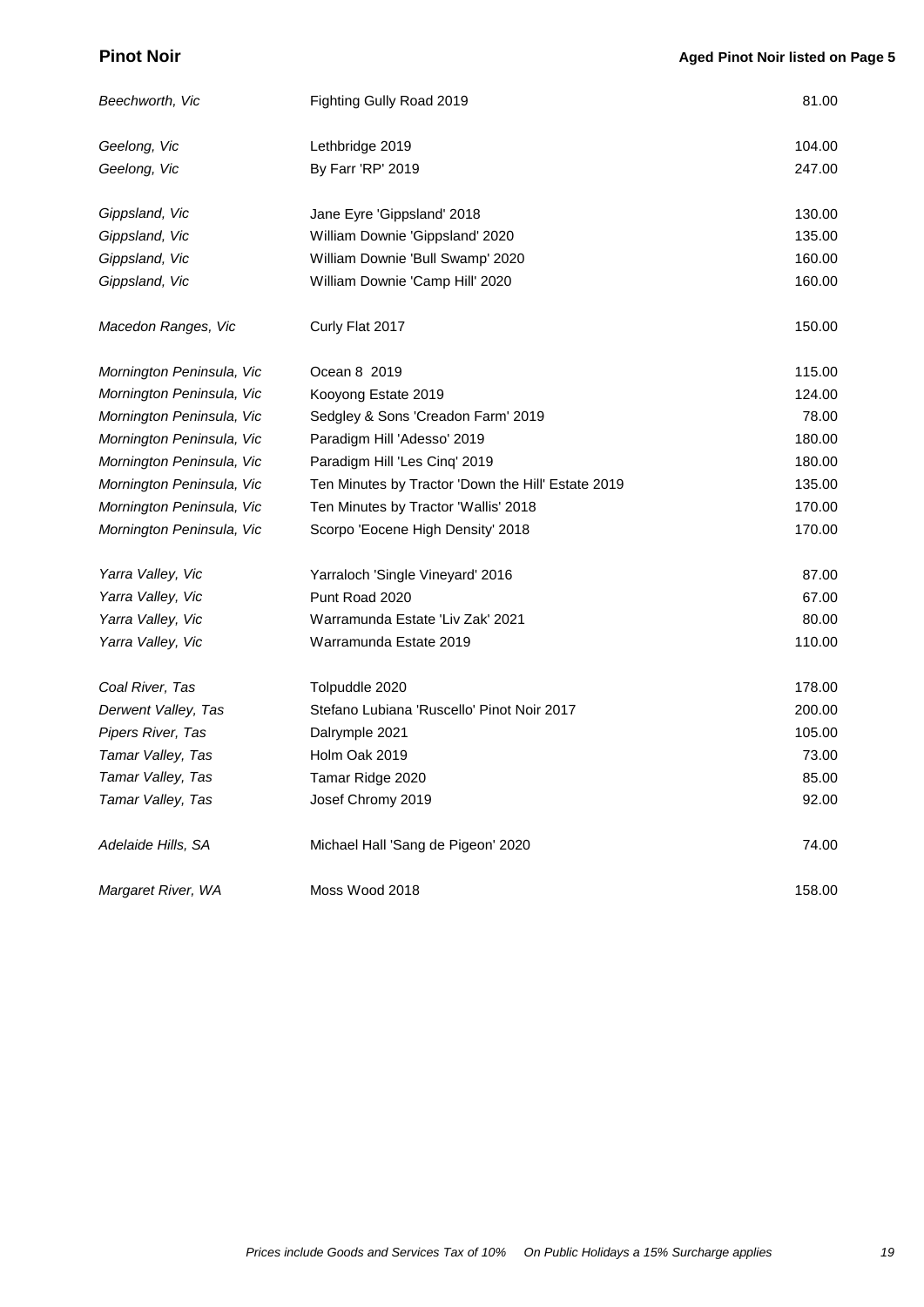## Pinot Noir

**Aged Pinot Noir listed on Page 5**

| Region | Wine | Price |
|---|---|---|
| *Beechworth, Vic* | Fighting Gully Road 2019 | 81.00 |
| *Geelong, Vic* | Lethbridge 2019 | 104.00 |
| *Geelong, Vic* | By Farr 'RP' 2019 | 247.00 |
| *Gippsland, Vic* | Jane Eyre 'Gippsland' 2018 | 130.00 |
| *Gippsland, Vic* | William Downie 'Gippsland' 2020 | 135.00 |
| *Gippsland, Vic* | William Downie 'Bull Swamp' 2020 | 160.00 |
| *Gippsland, Vic* | William Downie 'Camp Hill' 2020 | 160.00 |
| *Macedon Ranges, Vic* | Curly Flat 2017 | 150.00 |
| *Mornington Peninsula, Vic* | Ocean 8 2019 | 115.00 |
| *Mornington Peninsula, Vic* | Kooyong Estate 2019 | 124.00 |
| *Mornington Peninsula, Vic* | Sedgley & Sons 'Creadon Farm' 2019 | 78.00 |
| *Mornington Peninsula, Vic* | Paradigm Hill 'Adesso' 2019 | 180.00 |
| *Mornington Peninsula, Vic* | Paradigm Hill 'Les Cinq' 2019 | 180.00 |
| *Mornington Peninsula, Vic* | Ten Minutes by Tractor 'Down the Hill' Estate 2019 | 135.00 |
| *Mornington Peninsula, Vic* | Ten Minutes by Tractor 'Wallis' 2018 | 170.00 |
| *Mornington Peninsula, Vic* | Scorpo 'Eocene High Density' 2018 | 170.00 |
| *Yarra Valley, Vic* | Yarraloch 'Single Vineyard' 2016 | 87.00 |
| *Yarra Valley, Vic* | Punt Road 2020 | 67.00 |
| *Yarra Valley, Vic* | Warramunda Estate 'Liv Zak' 2021 | 80.00 |
| *Yarra Valley, Vic* | Warramunda Estate 2019 | 110.00 |
| *Coal River, Tas* | Tolpuddle 2020 | 178.00 |
| *Derwent Valley, Tas* | Stefano Lubiana 'Ruscello' Pinot Noir 2017 | 200.00 |
| *Pipers River, Tas* | Dalrymple 2021 | 105.00 |
| *Tamar Valley, Tas* | Holm Oak 2019 | 73.00 |
| *Tamar Valley, Tas* | Tamar Ridge 2020 | 85.00 |
| *Tamar Valley, Tas* | Josef Chromy 2019 | 92.00 |
| *Adelaide Hills, SA* | Michael Hall 'Sang de Pigeon' 2020 | 74.00 |
| *Margaret River, WA* | Moss Wood 2018 | 158.00 |

*Prices include Goods and Services Tax of 10%    On Public Holidays a 15% Surcharge applies*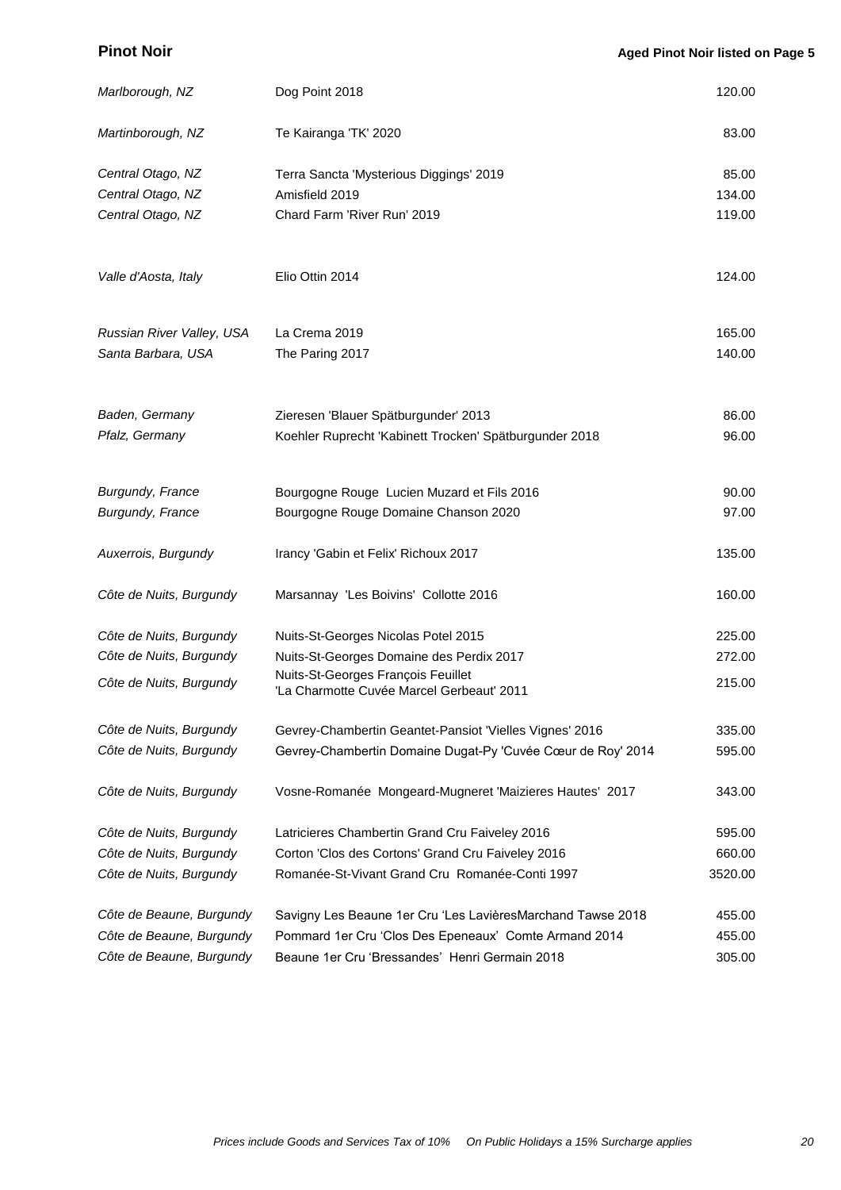## Pinot Noir

**Aged Pinot Noir listed on Page 5**

| Region | Wine | Price |
|---|---|---|
| *Marlborough, NZ* | Dog Point 2018 | 120.00 |
| *Martinborough, NZ* | Te Kairanga 'TK' 2020 | 83.00 |
| *Central Otago, NZ* | Terra Sancta 'Mysterious Diggings' 2019 | 85.00 |
| *Central Otago, NZ* | Amisfield 2019 | 134.00 |
| *Central Otago, NZ* | Chard Farm 'River Run' 2019 | 119.00 |
| *Valle d'Aosta, Italy* | Elio Ottin 2014 | 124.00 |
| *Russian River Valley, USA* | La Crema 2019 | 165.00 |
| *Santa Barbara, USA* | The Paring 2017 | 140.00 |
| *Baden, Germany* | Zieresen 'Blauer Spätburgunder' 2013 | 86.00 |
| *Pfalz, Germany* | Koehler Ruprecht 'Kabinett Trocken' Spätburgunder 2018 | 96.00 |
| *Burgundy, France* | Bourgogne Rouge Lucien Muzard et Fils 2016 | 90.00 |
| *Burgundy, France* | Bourgogne Rouge Domaine Chanson 2020 | 97.00 |
| *Auxerrois, Burgundy* | Irancy 'Gabin et Felix' Richoux 2017 | 135.00 |
| *Côte de Nuits, Burgundy* | Marsannay 'Les Boivins' Collotte 2016 | 160.00 |
| *Côte de Nuits, Burgundy* | Nuits-St-Georges Nicolas Potel 2015 | 225.00 |
| *Côte de Nuits, Burgundy* | Nuits-St-Georges Domaine des Perdix 2017 | 272.00 |
| *Côte de Nuits, Burgundy* | Nuits-St-Georges François Feuillet 'La Charmotte Cuvée Marcel Gerbeaut' 2011 | 215.00 |
| *Côte de Nuits, Burgundy* | Gevrey-Chambertin Geantet-Pansiot 'Vielles Vignes' 2016 | 335.00 |
| *Côte de Nuits, Burgundy* | Gevrey-Chambertin Domaine Dugat-Py 'Cuvée Cœur de Roy' 2014 | 595.00 |
| *Côte de Nuits, Burgundy* | Vosne-Romanée Mongeard-Mugneret 'Maizieres Hautes' 2017 | 343.00 |
| *Côte de Nuits, Burgundy* | Latricieres Chambertin Grand Cru Faiveley 2016 | 595.00 |
| *Côte de Nuits, Burgundy* | Corton 'Clos des Cortons' Grand Cru Faiveley 2016 | 660.00 |
| *Côte de Nuits, Burgundy* | Romanée-St-Vivant Grand Cru Romanée-Conti 1997 | 3520.00 |
| *Côte de Beaune, Burgundy* | Savigny Les Beaune 1er Cru 'Les LavièresMarchand Tawse 2018 | 455.00 |
| *Côte de Beaune, Burgundy* | Pommard 1er Cru 'Clos Des Epeneaux' Comte Armand 2014 | 455.00 |
| *Côte de Beaune, Burgundy* | Beaune 1er Cru 'Bressandes' Henri Germain 2018 | 305.00 |

*Prices include Goods and Services Tax of 10%   On Public Holidays a 15% Surcharge applies*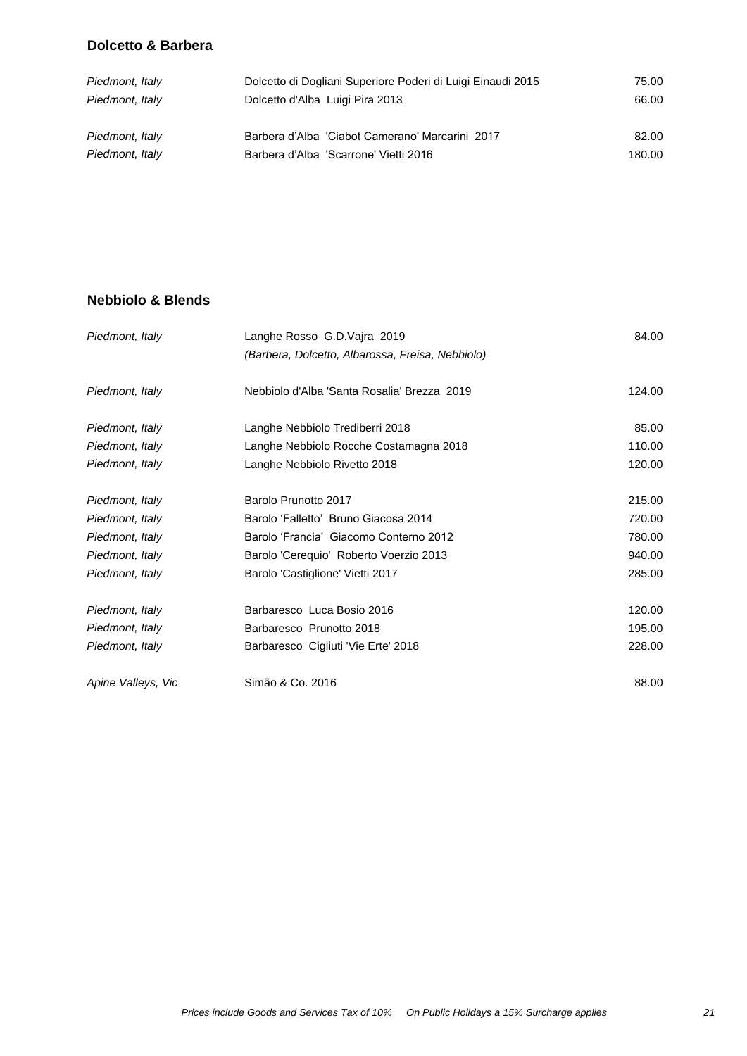## Dolcetto & Barbera

| | | |
|---|---|---|
| *Piedmont, Italy* | Dolcetto di Dogliani Superiore Poderi di Luigi Einaudi 2015 | 75.00 |
| *Piedmont, Italy* | Dolcetto d'Alba Luigi Pira 2013 | 66.00 |
| *Piedmont, Italy* | Barbera d'Alba 'Ciabot Camerano' Marcarini 2017 | 82.00 |
| *Piedmont, Italy* | Barbera d'Alba 'Scarrone' Vietti 2016 | 180.00 |

## Nebbiolo & Blends

| | | |
|---|---|---|
| *Piedmont, Italy* | Langhe Rosso G.D.Vajra 2019 *(Barbera, Dolcetto, Albarossa, Freisa, Nebbiolo)* | 84.00 |
| *Piedmont, Italy* | Nebbiolo d'Alba 'Santa Rosalia' Brezza 2019 | 124.00 |
| *Piedmont, Italy* | Langhe Nebbiolo Trediberri 2018 | 85.00 |
| *Piedmont, Italy* | Langhe Nebbiolo Rocche Costamagna 2018 | 110.00 |
| *Piedmont, Italy* | Langhe Nebbiolo Rivetto 2018 | 120.00 |
| *Piedmont, Italy* | Barolo Prunotto 2017 | 215.00 |
| *Piedmont, Italy* | Barolo 'Falletto' Bruno Giacosa 2014 | 720.00 |
| *Piedmont, Italy* | Barolo 'Francia' Giacomo Conterno 2012 | 780.00 |
| *Piedmont, Italy* | Barolo 'Cerequio' Roberto Voerzio 2013 | 940.00 |
| *Piedmont, Italy* | Barolo 'Castiglione' Vietti 2017 | 285.00 |
| *Piedmont, Italy* | Barbaresco Luca Bosio 2016 | 120.00 |
| *Piedmont, Italy* | Barbaresco Prunotto 2018 | 195.00 |
| *Piedmont, Italy* | Barbaresco Cigliuti 'Vie Erte' 2018 | 228.00 |
| *Apine Valleys, Vic* | Simão & Co. 2016 | 88.00 |

*Prices include Goods and Services Tax of 10% On Public Holidays a 15% Surcharge applies*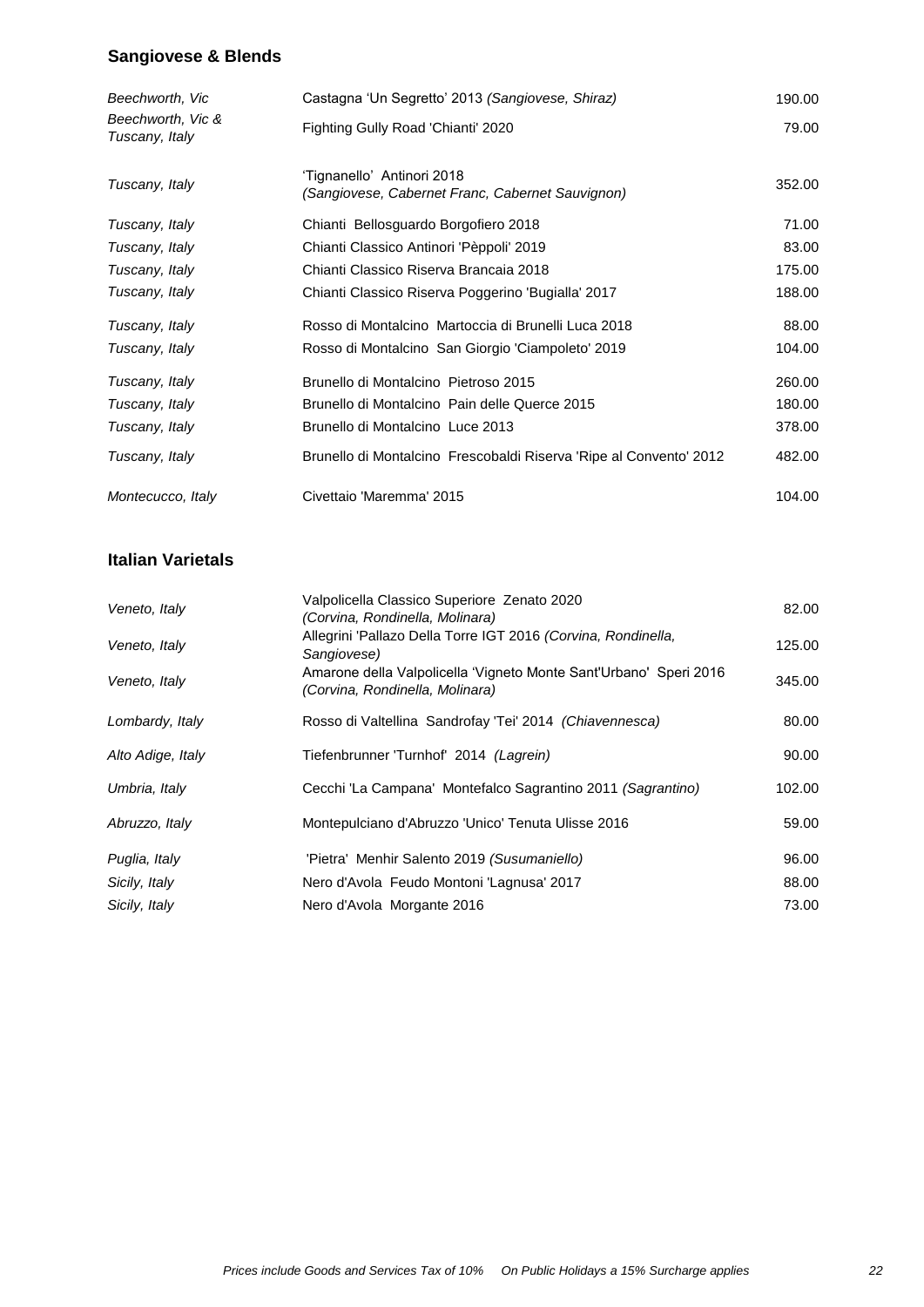## Sangiovese & Blends

| Region | Wine | Price |
|---|---|---|
| *Beechworth, Vic* | Castagna 'Un Segretto' 2013 *(Sangiovese, Shiraz)* | 190.00 |
| *Beechworth, Vic & Tuscany, Italy* | Fighting Gully Road 'Chianti' 2020 | 79.00 |
| *Tuscany, Italy* | 'Tignanello' Antinori 2018 *(Sangiovese, Cabernet Franc, Cabernet Sauvignon)* | 352.00 |
| *Tuscany, Italy* | Chianti Bellosguardo Borgofiero 2018 | 71.00 |
| *Tuscany, Italy* | Chianti Classico Antinori 'Pèppoli' 2019 | 83.00 |
| *Tuscany, Italy* | Chianti Classico Riserva Brancaia 2018 | 175.00 |
| *Tuscany, Italy* | Chianti Classico Riserva Poggerino 'Bugialla' 2017 | 188.00 |
| *Tuscany, Italy* | Rosso di Montalcino Martoccia di Brunelli Luca 2018 | 88.00 |
| *Tuscany, Italy* | Rosso di Montalcino San Giorgio 'Ciampoleto' 2019 | 104.00 |
| *Tuscany, Italy* | Brunello di Montalcino Pietroso 2015 | 260.00 |
| *Tuscany, Italy* | Brunello di Montalcino Pain delle Querce 2015 | 180.00 |
| *Tuscany, Italy* | Brunello di Montalcino Luce 2013 | 378.00 |
| *Tuscany, Italy* | Brunello di Montalcino Frescobaldi Riserva 'Ripe al Convento' 2012 | 482.00 |
| *Montecucco, Italy* | Civettaio 'Maremma' 2015 | 104.00 |

## Italian Varietals

| Region | Wine | Price |
|---|---|---|
| *Veneto, Italy* | Valpolicella Classico Superiore Zenato 2020 *(Corvina, Rondinella, Molinara)* | 82.00 |
| *Veneto, Italy* | Allegrini 'Pallazo Della Torre IGT 2016 *(Corvina, Rondinella, Sangiovese)* | 125.00 |
| *Veneto, Italy* | Amarone della Valpolicella 'Vigneto Monte Sant'Urbano' Speri 2016 *(Corvina, Rondinella, Molinara)* | 345.00 |
| *Lombardy, Italy* | Rosso di Valtellina Sandrofay 'Tei' 2014 *(Chiavennesca)* | 80.00 |
| *Alto Adige, Italy* | Tiefenbrunner 'Turnhof' 2014 *(Lagrein)* | 90.00 |
| *Umbria, Italy* | Cecchi 'La Campana' Montefalco Sagrantino 2011 *(Sagrantino)* | 102.00 |
| *Abruzzo, Italy* | Montepulciano d'Abruzzo 'Unico' Tenuta Ulisse 2016 | 59.00 |
| *Puglia, Italy* | 'Pietra' Menhir Salento 2019 *(Susumaniello)* | 96.00 |
| *Sicily, Italy* | Nero d'Avola Feudo Montoni 'Lagnusa' 2017 | 88.00 |
| *Sicily, Italy* | Nero d'Avola Morgante 2016 | 73.00 |

*Prices include Goods and Services Tax of 10%  On Public Holidays a 15% Surcharge applies*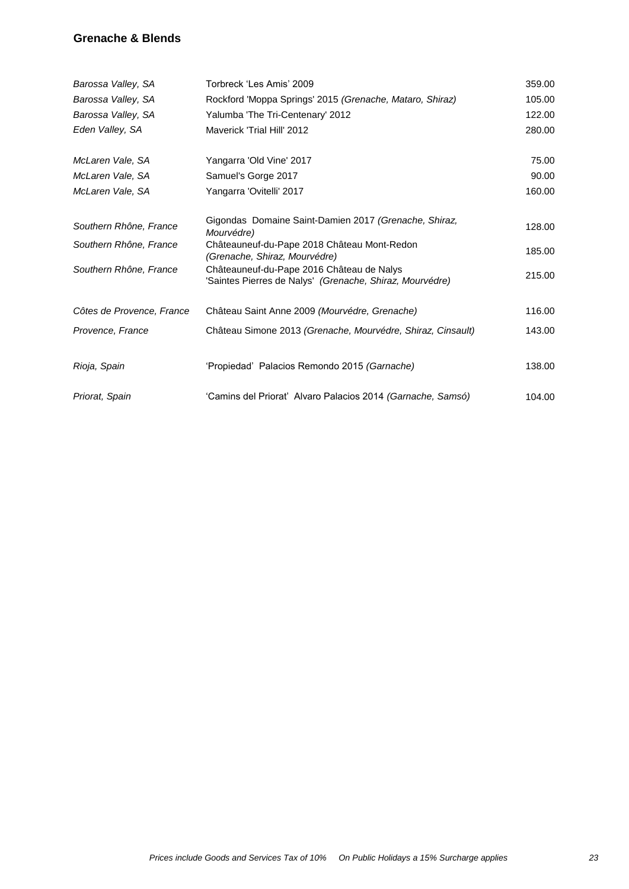## Grenache & Blends

| | | |
|---|---|---|
| *Barossa Valley, SA* | Torbreck 'Les Amis' 2009 | 359.00 |
| *Barossa Valley, SA* | Rockford 'Moppa Springs' 2015 *(Grenache, Mataro, Shiraz)* | 105.00 |
| *Barossa Valley, SA* | Yalumba 'The Tri-Centenary' 2012 | 122.00 |
| *Eden Valley, SA* | Maverick 'Trial Hill' 2012 | 280.00 |
| *McLaren Vale, SA* | Yangarra 'Old Vine' 2017 | 75.00 |
| *McLaren Vale, SA* | Samuel's Gorge 2017 | 90.00 |
| *McLaren Vale, SA* | Yangarra 'Ovitelli' 2017 | 160.00 |
| *Southern Rhône, France* | Gigondas Domaine Saint-Damien 2017 *(Grenache, Shiraz, Mourvédre)* | 128.00 |
| *Southern Rhône, France* | Châteauneuf-du-Pape 2018 Château Mont-Redon *(Grenache, Shiraz, Mourvédre)* | 185.00 |
| *Southern Rhône, France* | Châteauneuf-du-Pape 2016 Château de Nalys 'Saintes Pierres de Nalys' *(Grenache, Shiraz, Mourvédre)* | 215.00 |
| *Côtes de Provence, France* | Château Saint Anne 2009 *(Mourvédre, Grenache)* | 116.00 |
| *Provence, France* | Château Simone 2013 *(Grenache, Mourvédre, Shiraz, Cinsault)* | 143.00 |
| *Rioja, Spain* | 'Propiedad' Palacios Remondo 2015 *(Garnache)* | 138.00 |
| *Priorat, Spain* | 'Camins del Priorat' Alvaro Palacios 2014 *(Garnache, Samsó)* | 104.00 |

*Prices include Goods and Services Tax of 10% On Public Holidays a 15% Surcharge applies*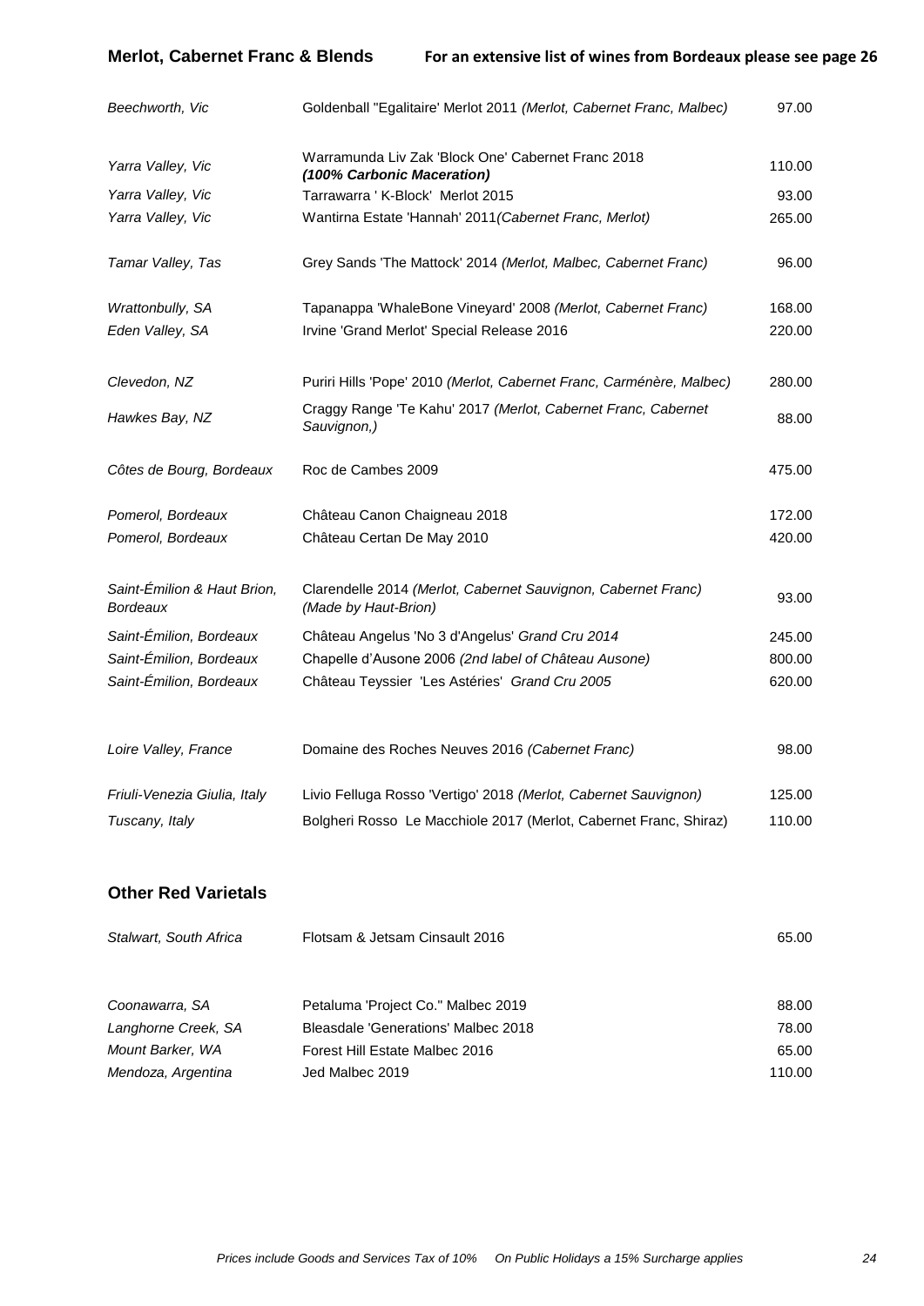## Merlot, Cabernet Franc & Blends

**For an extensive list of wines from Bordeaux please see page 26**

| | | |
|---|---|---|
| *Beechworth, Vic* | Goldenball "Egalitaire' Merlot 2011 *(Merlot, Cabernet Franc, Malbec)* | 97.00 |
| *Yarra Valley, Vic* | Warramunda Liv Zak 'Block One' Cabernet Franc 2018 ***(100% Carbonic Maceration)*** | 110.00 |
| *Yarra Valley, Vic* | Tarrawarra ' K-Block' Merlot 2015 | 93.00 |
| *Yarra Valley, Vic* | Wantirna Estate 'Hannah' 2011*(Cabernet Franc, Merlot)* | 265.00 |
| *Tamar Valley, Tas* | Grey Sands 'The Mattock' 2014 *(Merlot, Malbec, Cabernet Franc)* | 96.00 |
| *Wrattonbully, SA* | Tapanappa 'WhaleBone Vineyard' 2008 *(Merlot, Cabernet Franc)* | 168.00 |
| *Eden Valley, SA* | Irvine 'Grand Merlot' Special Release 2016 | 220.00 |
| *Clevedon, NZ* | Puriri Hills 'Pope' 2010 *(Merlot, Cabernet Franc, Carménère, Malbec)* | 280.00 |
| *Hawkes Bay, NZ* | Craggy Range 'Te Kahu' 2017 *(Merlot, Cabernet Franc, Cabernet Sauvignon,)* | 88.00 |
| *Côtes de Bourg, Bordeaux* | Roc de Cambes 2009 | 475.00 |
| *Pomerol, Bordeaux* | Château Canon Chaigneau 2018 | 172.00 |
| *Pomerol, Bordeaux* | Château Certan De May 2010 | 420.00 |
| *Saint-Émilion & Haut Brion, Bordeaux* | Clarendelle 2014 *(Merlot, Cabernet Sauvignon, Cabernet Franc) (Made by Haut-Brion)* | 93.00 |
| *Saint-Émilion, Bordeaux* | Château Angelus 'No 3 d'Angelus' *Grand Cru 2014* | 245.00 |
| *Saint-Émilion, Bordeaux* | Chapelle d'Ausone 2006 *(2nd label of Château Ausone)* | 800.00 |
| *Saint-Émilion, Bordeaux* | Château Teyssier 'Les Astéries' *Grand Cru 2005* | 620.00 |
| *Loire Valley, France* | Domaine des Roches Neuves 2016 *(Cabernet Franc)* | 98.00 |
| *Friuli-Venezia Giulia, Italy* | Livio Felluga Rosso 'Vertigo' 2018 *(Merlot, Cabernet Sauvignon)* | 125.00 |
| *Tuscany, Italy* | Bolgheri Rosso Le Macchiole 2017 (Merlot, Cabernet Franc, Shiraz) | 110.00 |

## Other Red Varietals

| | | |
|---|---|---|
| *Stalwart, South Africa* | Flotsam & Jetsam Cinsault 2016 | 65.00 |
| *Coonawarra, SA* | Petaluma 'Project Co." Malbec 2019 | 88.00 |
| *Langhorne Creek, SA* | Bleasdale 'Generations' Malbec 2018 | 78.00 |
| *Mount Barker, WA* | Forest Hill Estate Malbec 2016 | 65.00 |
| *Mendoza, Argentina* | Jed Malbec 2019 | 110.00 |

*Prices include Goods and Services Tax of 10% On Public Holidays a 15% Surcharge applies*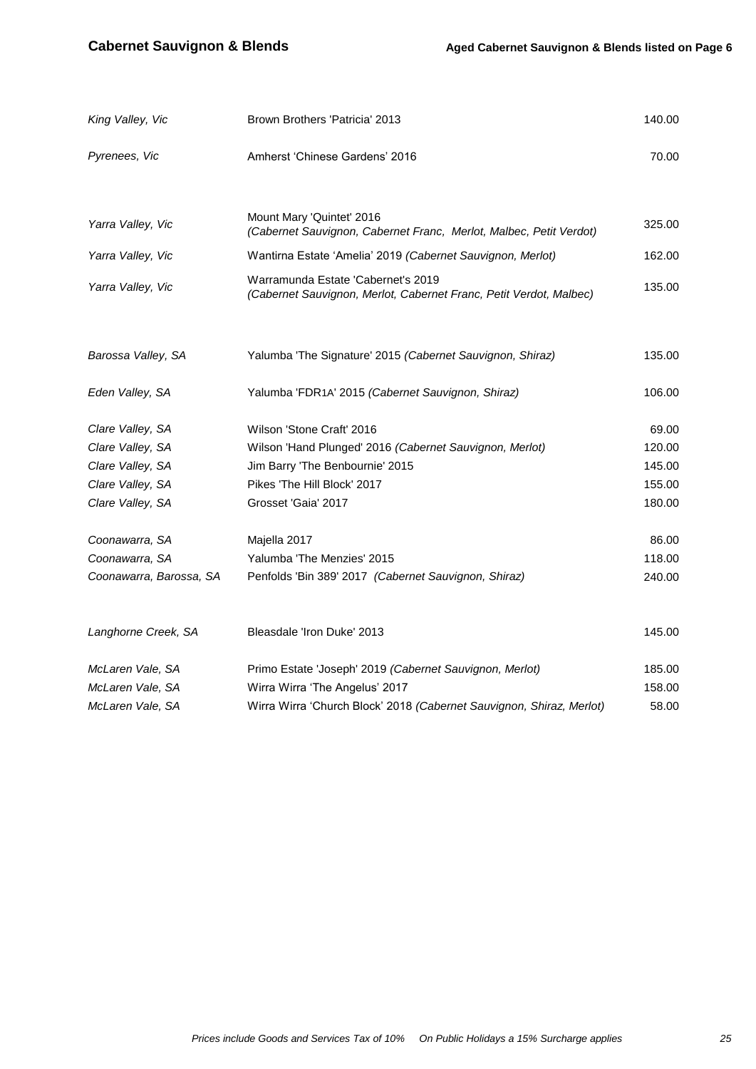## Cabernet Sauvignon & Blends

**Aged Cabernet Sauvignon & Blends listed on Page 6**

| Region | Wine | Price |
|---|---|---|
| *King Valley, Vic* | Brown Brothers 'Patricia' 2013 | 140.00 |
| *Pyrenees, Vic* | Amherst 'Chinese Gardens' 2016 | 70.00 |
| *Yarra Valley, Vic* | Mount Mary 'Quintet' 2016 *(Cabernet Sauvignon, Cabernet Franc, Merlot, Malbec, Petit Verdot)* | 325.00 |
| *Yarra Valley, Vic* | Wantirna Estate 'Amelia' 2019 *(Cabernet Sauvignon, Merlot)* | 162.00 |
| *Yarra Valley, Vic* | Warramunda Estate 'Cabernet's 2019 *(Cabernet Sauvignon, Merlot, Cabernet Franc, Petit Verdot, Malbec)* | 135.00 |
| *Barossa Valley, SA* | Yalumba 'The Signature' 2015 *(Cabernet Sauvignon, Shiraz)* | 135.00 |
| *Eden Valley, SA* | Yalumba 'FDR1A' 2015 *(Cabernet Sauvignon, Shiraz)* | 106.00 |
| *Clare Valley, SA* | Wilson 'Stone Craft' 2016 | 69.00 |
| *Clare Valley, SA* | Wilson 'Hand Plunged' 2016 *(Cabernet Sauvignon, Merlot)* | 120.00 |
| *Clare Valley, SA* | Jim Barry 'The Benbournie' 2015 | 145.00 |
| *Clare Valley, SA* | Pikes 'The Hill Block' 2017 | 155.00 |
| *Clare Valley, SA* | Grosset 'Gaia' 2017 | 180.00 |
| *Coonawarra, SA* | Majella 2017 | 86.00 |
| *Coonawarra, SA* | Yalumba 'The Menzies' 2015 | 118.00 |
| *Coonawarra, Barossa, SA* | Penfolds 'Bin 389' 2017 *(Cabernet Sauvignon, Shiraz)* | 240.00 |
| *Langhorne Creek, SA* | Bleasdale 'Iron Duke' 2013 | 145.00 |
| *McLaren Vale, SA* | Primo Estate 'Joseph' 2019 *(Cabernet Sauvignon, Merlot)* | 185.00 |
| *McLaren Vale, SA* | Wirra Wirra 'The Angelus' 2017 | 158.00 |
| *McLaren Vale, SA* | Wirra Wirra 'Church Block' 2018 *(Cabernet Sauvignon, Shiraz, Merlot)* | 58.00 |

*Prices include Goods and Services Tax of 10% On Public Holidays a 15% Surcharge applies*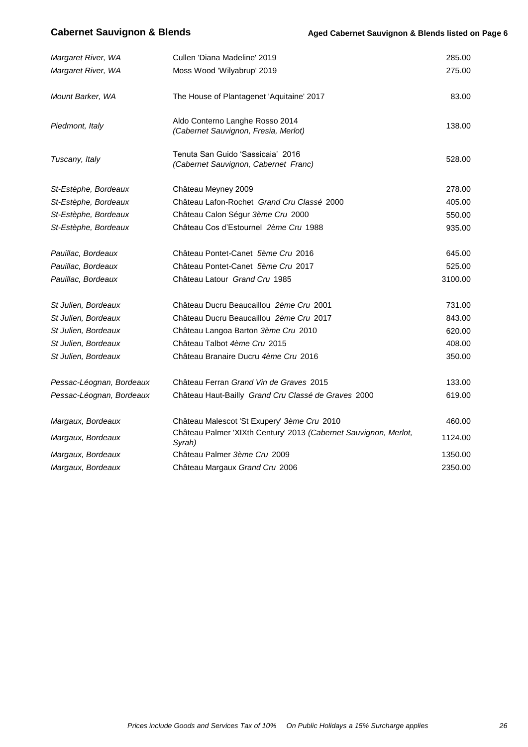## Cabernet Sauvignon & Blends

**Aged Cabernet Sauvignon & Blends listed on Page 6**

| Region | Wine | Price |
|---|---|---|
| *Margaret River, WA* | Cullen 'Diana Madeline' 2019 | 285.00 |
| *Margaret River, WA* | Moss Wood 'Wilyabrup' 2019 | 275.00 |
| *Mount Barker, WA* | The House of Plantagenet 'Aquitaine' 2017 | 83.00 |
| *Piedmont, Italy* | Aldo Conterno Langhe Rosso 2014 *(Cabernet Sauvignon, Fresia, Merlot)* | 138.00 |
| *Tuscany, Italy* | Tenuta San Guido 'Sassicaia' 2016 *(Cabernet Sauvignon, Cabernet Franc)* | 528.00 |
| *St-Estèphe, Bordeaux* | Château Meyney 2009 | 278.00 |
| *St-Estèphe, Bordeaux* | Château Lafon-Rochet *Grand Cru Classé* 2000 | 405.00 |
| *St-Estèphe, Bordeaux* | Château Calon Ségur *3ème Cru* 2000 | 550.00 |
| *St-Estèphe, Bordeaux* | Château Cos d'Estournel *2ème Cru* 1988 | 935.00 |
| *Pauillac, Bordeaux* | Château Pontet-Canet *5ème Cru* 2016 | 645.00 |
| *Pauillac, Bordeaux* | Château Pontet-Canet *5ème Cru* 2017 | 525.00 |
| *Pauillac, Bordeaux* | Château Latour *Grand Cru* 1985 | 3100.00 |
| *St Julien, Bordeaux* | Château Ducru Beaucaillou *2ème Cru* 2001 | 731.00 |
| *St Julien, Bordeaux* | Château Ducru Beaucaillou *2ème Cru* 2017 | 843.00 |
| *St Julien, Bordeaux* | Château Langoa Barton *3ème Cru* 2010 | 620.00 |
| *St Julien, Bordeaux* | Château Talbot *4ème Cru* 2015 | 408.00 |
| *St Julien, Bordeaux* | Château Branaire Ducru *4ème Cru* 2016 | 350.00 |
| *Pessac-Léognan, Bordeaux* | Château Ferran *Grand Vin de Graves* 2015 | 133.00 |
| *Pessac-Léognan, Bordeaux* | Château Haut-Bailly *Grand Cru Classé de Graves* 2000 | 619.00 |
| *Margaux, Bordeaux* | Château Malescot 'St Exupery' *3ème Cru* 2010 | 460.00 |
| *Margaux, Bordeaux* | Château Palmer 'XIXth Century' 2013 *(Cabernet Sauvignon, Merlot, Syrah)* | 1124.00 |
| *Margaux, Bordeaux* | Château Palmer *3ème Cru* 2009 | 1350.00 |
| *Margaux, Bordeaux* | Château Margaux *Grand Cru* 2006 | 2350.00 |

*Prices include Goods and Services Tax of 10%    On Public Holidays a 15% Surcharge applies*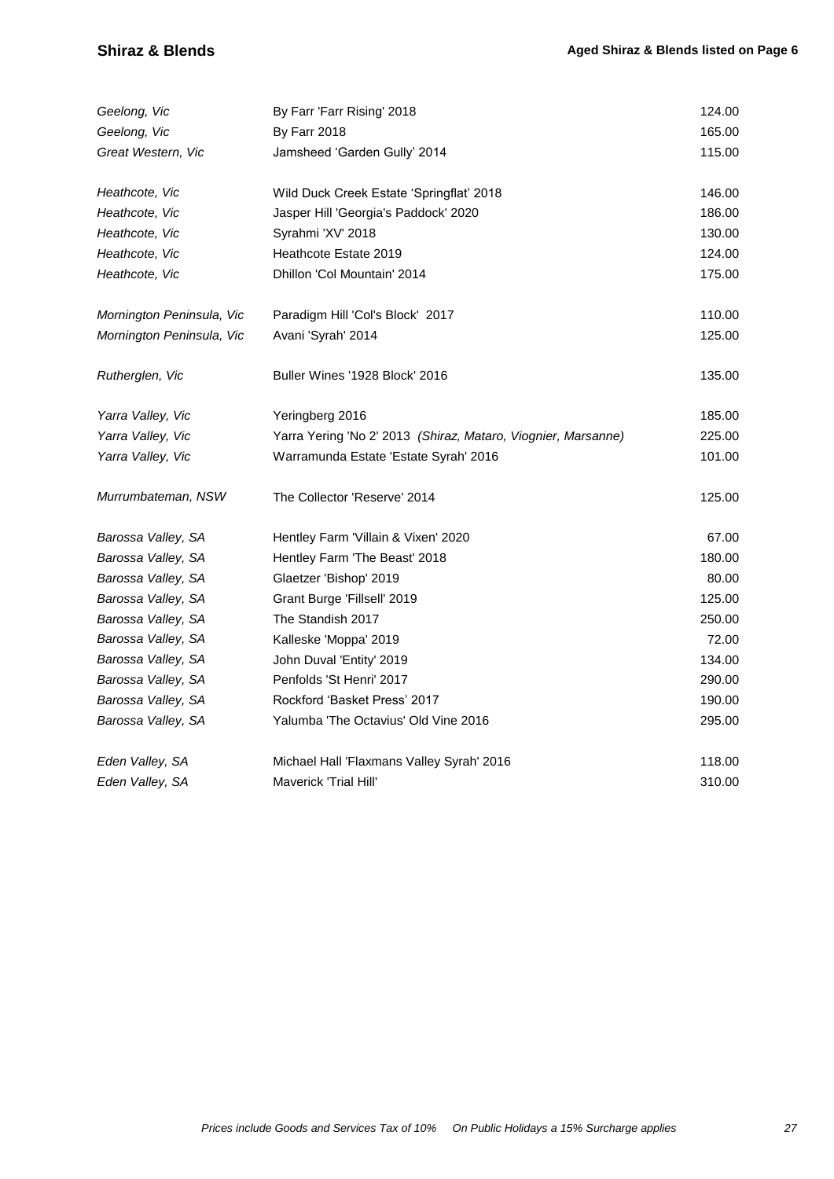## Shiraz & Blends

**Aged Shiraz & Blends listed on Page 6**

| Region | Wine | Price |
|---|---|---|
| *Geelong, Vic* | By Farr 'Farr Rising' 2018 | 124.00 |
| *Geelong, Vic* | By Farr 2018 | 165.00 |
| *Great Western, Vic* | Jamsheed 'Garden Gully' 2014 | 115.00 |
| *Heathcote, Vic* | Wild Duck Creek Estate 'Springflat' 2018 | 146.00 |
| *Heathcote, Vic* | Jasper Hill 'Georgia's Paddock' 2020 | 186.00 |
| *Heathcote, Vic* | Syrahmi 'XV' 2018 | 130.00 |
| *Heathcote, Vic* | Heathcote Estate 2019 | 124.00 |
| *Heathcote, Vic* | Dhillon 'Col Mountain' 2014 | 175.00 |
| *Mornington Peninsula, Vic* | Paradigm Hill 'Col's Block' 2017 | 110.00 |
| *Mornington Peninsula, Vic* | Avani 'Syrah' 2014 | 125.00 |
| *Rutherglen, Vic* | Buller Wines '1928 Block' 2016 | 135.00 |
| *Yarra Valley, Vic* | Yeringberg 2016 | 185.00 |
| *Yarra Valley, Vic* | Yarra Yering 'No 2' 2013 *(Shiraz, Mataro, Viognier, Marsanne)* | 225.00 |
| *Yarra Valley, Vic* | Warramunda Estate 'Estate Syrah' 2016 | 101.00 |
| *Murrumbateman, NSW* | The Collector 'Reserve' 2014 | 125.00 |
| *Barossa Valley, SA* | Hentley Farm 'Villain & Vixen' 2020 | 67.00 |
| *Barossa Valley, SA* | Hentley Farm 'The Beast' 2018 | 180.00 |
| *Barossa Valley, SA* | Glaetzer 'Bishop' 2019 | 80.00 |
| *Barossa Valley, SA* | Grant Burge 'Fillsell' 2019 | 125.00 |
| *Barossa Valley, SA* | The Standish 2017 | 250.00 |
| *Barossa Valley, SA* | Kalleske 'Moppa' 2019 | 72.00 |
| *Barossa Valley, SA* | John Duval 'Entity' 2019 | 134.00 |
| *Barossa Valley, SA* | Penfolds 'St Henri' 2017 | 290.00 |
| *Barossa Valley, SA* | Rockford 'Basket Press' 2017 | 190.00 |
| *Barossa Valley, SA* | Yalumba 'The Octavius' Old Vine 2016 | 295.00 |
| *Eden Valley, SA* | Michael Hall 'Flaxmans Valley Syrah' 2016 | 118.00 |
| *Eden Valley, SA* | Maverick 'Trial Hill' | 310.00 |

*Prices include Goods and Services Tax of 10%     On Public Holidays a 15% Surcharge applies*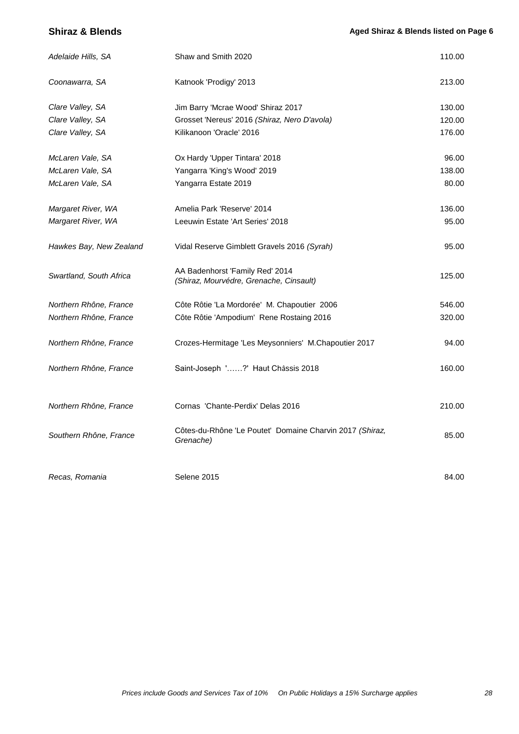## Shiraz & Blends

**Aged Shiraz & Blends listed on Page 6**

| Region | Wine | Price |
|---|---|---|
| *Adelaide Hills, SA* | Shaw and Smith 2020 | 110.00 |
| *Coonawarra, SA* | Katnook 'Prodigy' 2013 | 213.00 |
| *Clare Valley, SA* | Jim Barry 'Mcrae Wood' Shiraz 2017 | 130.00 |
| *Clare Valley, SA* | Grosset 'Nereus' 2016 *(Shiraz, Nero D'avola)* | 120.00 |
| *Clare Valley, SA* | Kilikanoon 'Oracle' 2016 | 176.00 |
| *McLaren Vale, SA* | Ox Hardy 'Upper Tintara' 2018 | 96.00 |
| *McLaren Vale, SA* | Yangarra 'King's Wood' 2019 | 138.00 |
| *McLaren Vale, SA* | Yangarra Estate 2019 | 80.00 |
| *Margaret River, WA* | Amelia Park 'Reserve' 2014 | 136.00 |
| *Margaret River, WA* | Leeuwin Estate 'Art Series' 2018 | 95.00 |
| *Hawkes Bay, New Zealand* | Vidal Reserve Gimblett Gravels 2016 *(Syrah)* | 95.00 |
| *Swartland, South Africa* | AA Badenhorst 'Family Red' 2014 *(Shiraz, Mourvédre, Grenache, Cinsault)* | 125.00 |
| *Northern Rhône, France* | Côte Rôtie 'La Mordorée' M. Chapoutier 2006 | 546.00 |
| *Northern Rhône, France* | Côte Rôtie 'Ampodium' Rene Rostaing 2016 | 320.00 |
| *Northern Rhône, France* | Crozes-Hermitage 'Les Meysonniers' M.Chapoutier 2017 | 94.00 |
| *Northern Rhône, France* | Saint-Joseph '……?' Haut Châssis 2018 | 160.00 |
| *Northern Rhône, France* | Cornas 'Chante-Perdix' Delas 2016 | 210.00 |
| *Southern Rhône, France* | Côtes-du-Rhône 'Le Poutet' Domaine Charvin 2017 *(Shiraz, Grenache)* | 85.00 |
| *Recas, Romania* | Selene 2015 | 84.00 |

*Prices include Goods and Services Tax of 10%    On Public Holidays a 15% Surcharge applies*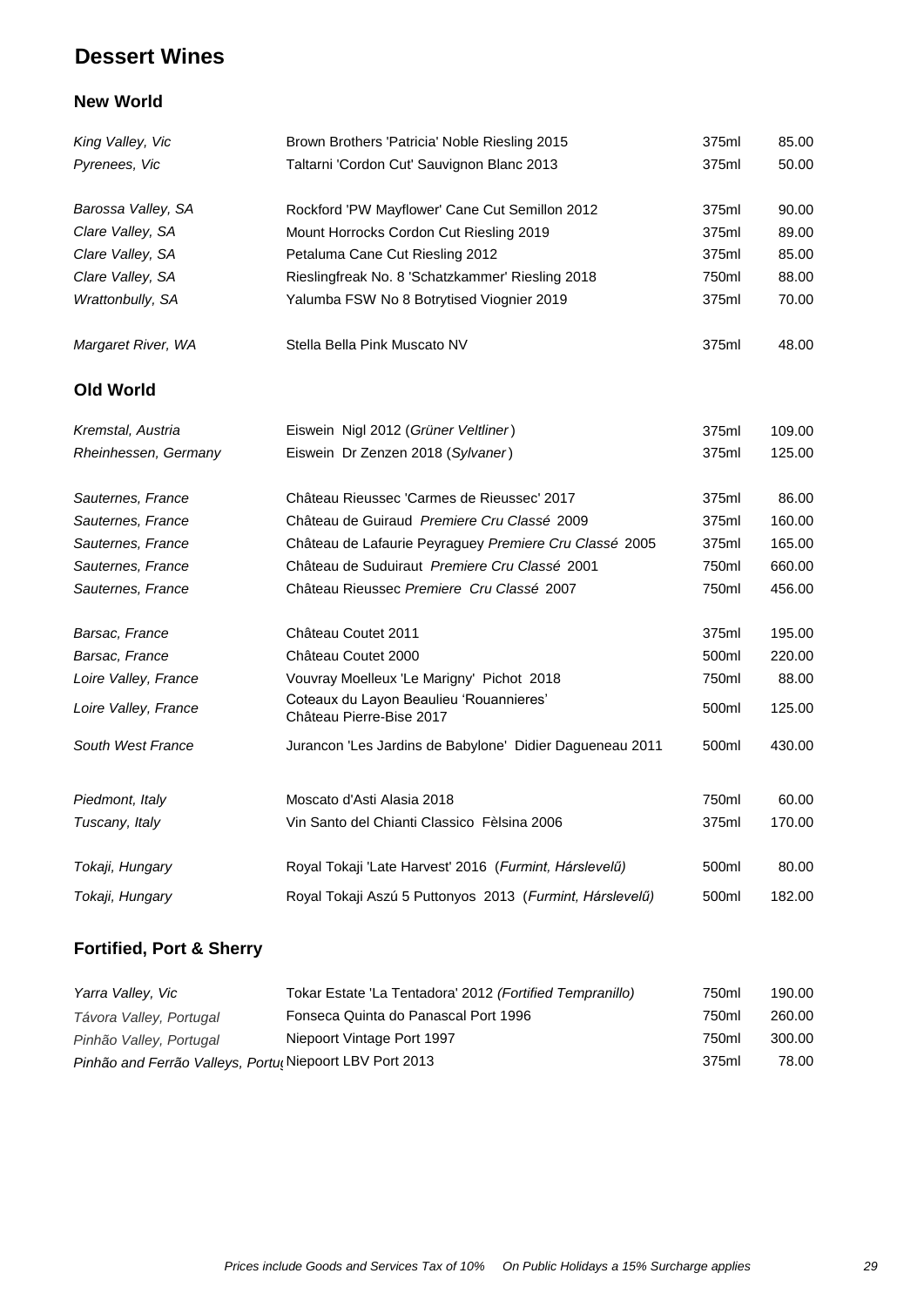# Dessert Wines

## New World

| | | | |
|---|---|---|---|
| *King Valley, Vic* | Brown Brothers 'Patricia' Noble Riesling 2015 | 375ml | 85.00 |
| *Pyrenees, Vic* | Taltarni 'Cordon Cut' Sauvignon Blanc 2013 | 375ml | 50.00 |
| *Barossa Valley, SA* | Rockford 'PW Mayflower' Cane Cut Semillon 2012 | 375ml | 90.00 |
| *Clare Valley, SA* | Mount Horrocks Cordon Cut Riesling 2019 | 375ml | 89.00 |
| *Clare Valley, SA* | Petaluma Cane Cut Riesling 2012 | 375ml | 85.00 |
| *Clare Valley, SA* | Rieslingfreak No. 8 'Schatzkammer' Riesling 2018 | 750ml | 88.00 |
| *Wrattonbully, SA* | Yalumba FSW No 8 Botrytised Viognier 2019 | 375ml | 70.00 |
| *Margaret River, WA* | Stella Bella Pink Muscato NV | 375ml | 48.00 |

## Old World

| | | | |
|---|---|---|---|
| *Kremstal, Austria* | Eiswein Nigl 2012 (*Grüner Veltliner*) | 375ml | 109.00 |
| *Rheinhessen, Germany* | Eiswein Dr Zenzen 2018 (*Sylvaner*) | 375ml | 125.00 |
| *Sauternes, France* | Château Rieussec 'Carmes de Rieussec' 2017 | 375ml | 86.00 |
| *Sauternes, France* | Château de Guiraud *Premiere Cru Classé* 2009 | 375ml | 160.00 |
| *Sauternes, France* | Château de Lafaurie Peyraguey *Premiere Cru Classé* 2005 | 375ml | 165.00 |
| *Sauternes, France* | Château de Suduiraut *Premiere Cru Classé* 2001 | 750ml | 660.00 |
| *Sauternes, France* | Château Rieussec *Premiere Cru Classé* 2007 | 750ml | 456.00 |
| *Barsac, France* | Château Coutet 2011 | 375ml | 195.00 |
| *Barsac, France* | Château Coutet 2000 | 500ml | 220.00 |
| *Loire Valley, France* | Vouvray Moelleux 'Le Marigny' Pichot 2018 | 750ml | 88.00 |
| *Loire Valley, France* | Coteaux du Layon Beaulieu 'Rouannieres' Château Pierre-Bise 2017 | 500ml | 125.00 |
| *South West France* | Jurancon 'Les Jardins de Babylone' Didier Dagueneau 2011 | 500ml | 430.00 |
| *Piedmont, Italy* | Moscato d'Asti Alasia 2018 | 750ml | 60.00 |
| *Tuscany, Italy* | Vin Santo del Chianti Classico Fèlsina 2006 | 375ml | 170.00 |
| *Tokaji, Hungary* | Royal Tokaji 'Late Harvest' 2016 (*Furmint, Hárslevelű*) | 500ml | 80.00 |
| *Tokaji, Hungary* | Royal Tokaji Aszú 5 Puttonyos 2013 (*Furmint, Hárslevelű*) | 500ml | 182.00 |

## Fortified, Port & Sherry

| | | | |
|---|---|---|---|
| *Yarra Valley, Vic* | Tokar Estate 'La Tentadora' 2012 *(Fortified Tempranillo)* | 750ml | 190.00 |
| *Távora Valley, Portugal* | Fonseca Quinta do Panascal Port 1996 | 750ml | 260.00 |
| *Pinhão Valley, Portugal* | Niepoort Vintage Port 1997 | 750ml | 300.00 |
| *Pinhão and Ferrão Valleys, Portu* | Niepoort LBV Port 2013 | 375ml | 78.00 |

*Prices include Goods and Services Tax of 10% On Public Holidays a 15% Surcharge applies*